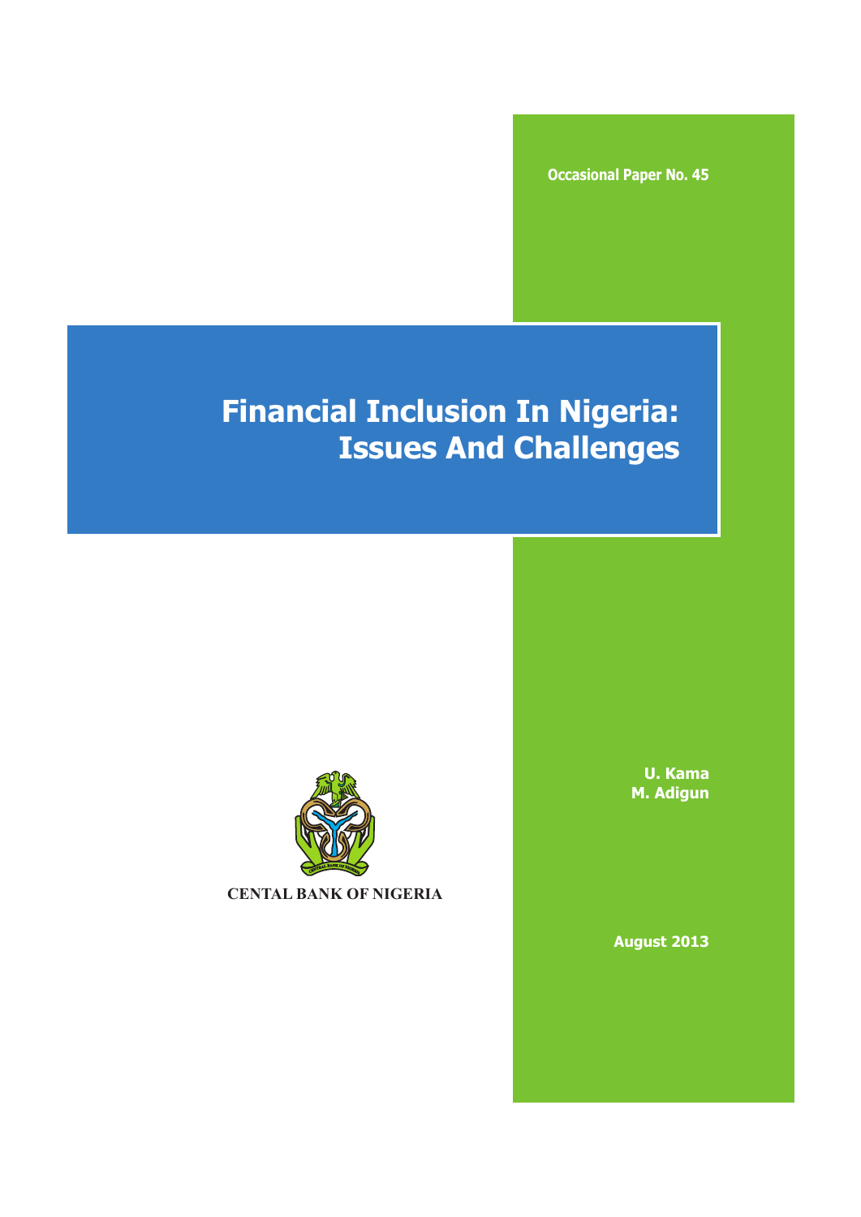Occasional Paper No. 45

# Financial Inclusion In Nigeria: Issues And Challenges

CENTAL BANK OF NIGERIA

**U. Kama**
**M. Adigun**

**August 2013**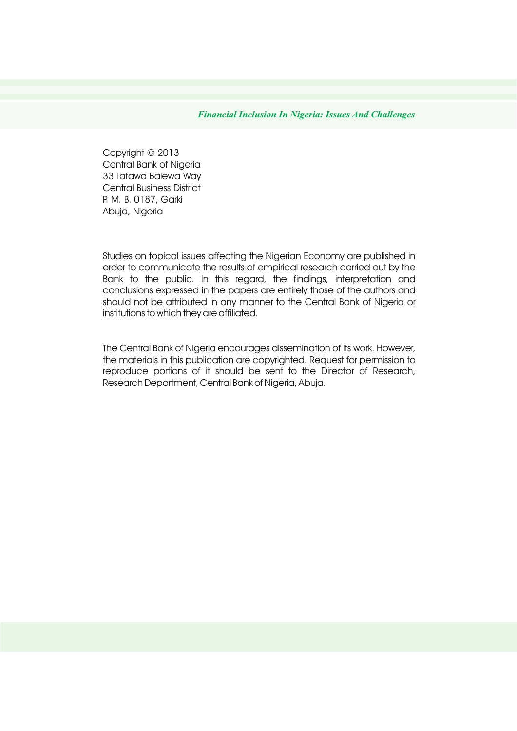Copyright © 2013
Central Bank of Nigeria
33 Tafawa Balewa Way
Central Business District
P. M. B. 0187, Garki
Abuja, Nigeria

Studies on topical issues affecting the Nigerian Economy are published in order to communicate the results of empirical research carried out by the Bank to the public. In this regard, the findings, interpretation and conclusions expressed in the papers are entirely those of the authors and should not be attributed in any manner to the Central Bank of Nigeria or institutions to which they are affiliated.

The Central Bank of Nigeria encourages dissemination of its work. However, the materials in this publication are copyrighted. Request for permission to reproduce portions of it should be sent to the Director of Research, Research Department, Central Bank of Nigeria, Abuja.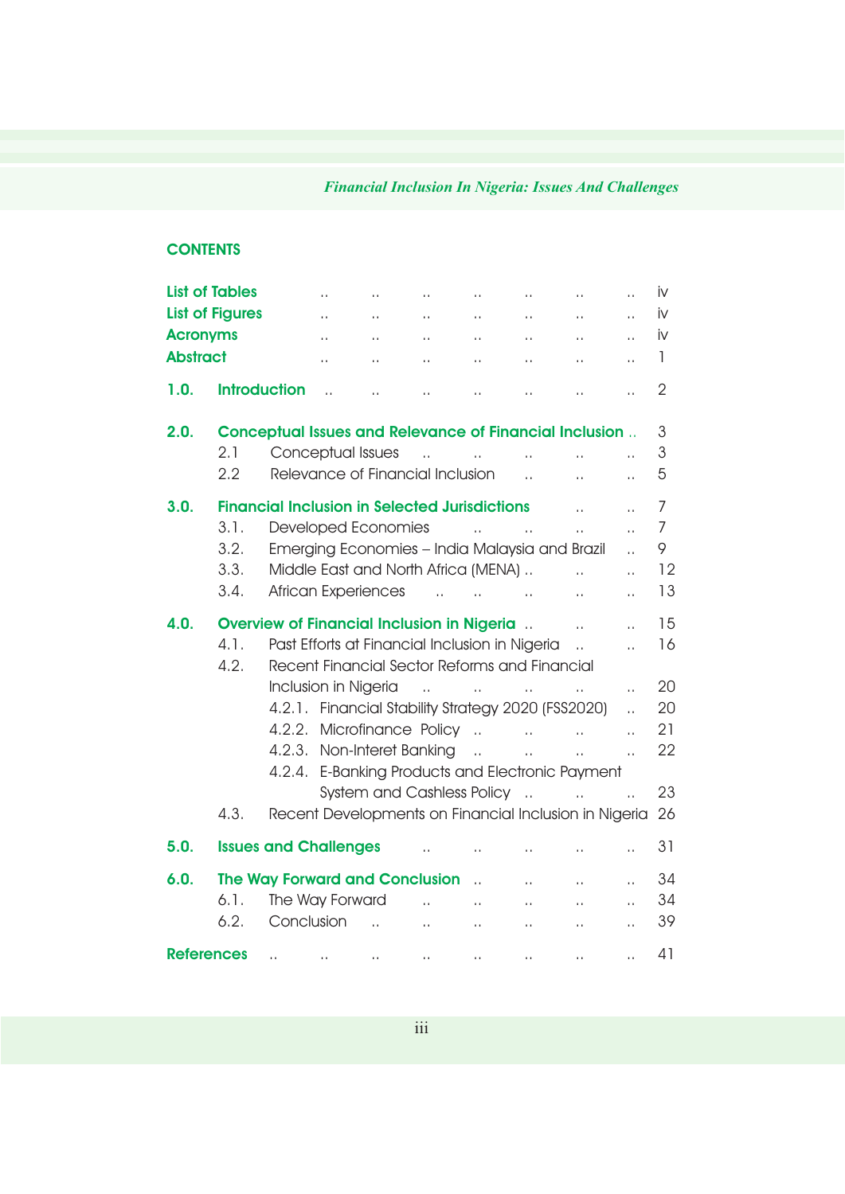## CONTENTS

| | |
|---|---|
| **List of Tables** | iv |
| **List of Figures** | iv |
| **Acronyms** | iv |
| **Abstract** | 1 |
| **1.0. Introduction** | 2 |
| **2.0. Conceptual Issues and Relevance of Financial Inclusion** | 3 |
| 2.1 Conceptual Issues | 3 |
| 2.2 Relevance of Financial Inclusion | 5 |
| **3.0. Financial Inclusion in Selected Jurisdictions** | 7 |
| 3.1. Developed Economies | 7 |
| 3.2. Emerging Economies – India Malaysia and Brazil | 9 |
| 3.3. Middle East and North Africa (MENA) | 12 |
| 3.4. African Experiences | 13 |
| **4.0. Overview of Financial Inclusion in Nigeria** | 15 |
| 4.1. Past Efforts at Financial Inclusion in Nigeria | 16 |
| 4.2. Recent Financial Sector Reforms and Financial Inclusion in Nigeria | 20 |
| 4.2.1. Financial Stability Strategy 2020 (FSS2020) | 20 |
| 4.2.2. Microfinance Policy | 21 |
| 4.2.3. Non-Interet Banking | 22 |
| 4.2.4. E-Banking Products and Electronic Payment System and Cashless Policy | 23 |
| 4.3. Recent Developments on Financial Inclusion in Nigeria | 26 |
| **5.0. Issues and Challenges** | 31 |
| **6.0. The Way Forward and Conclusion** | 34 |
| 6.1. The Way Forward | 34 |
| 6.2. Conclusion | 39 |
| **References** | 41 |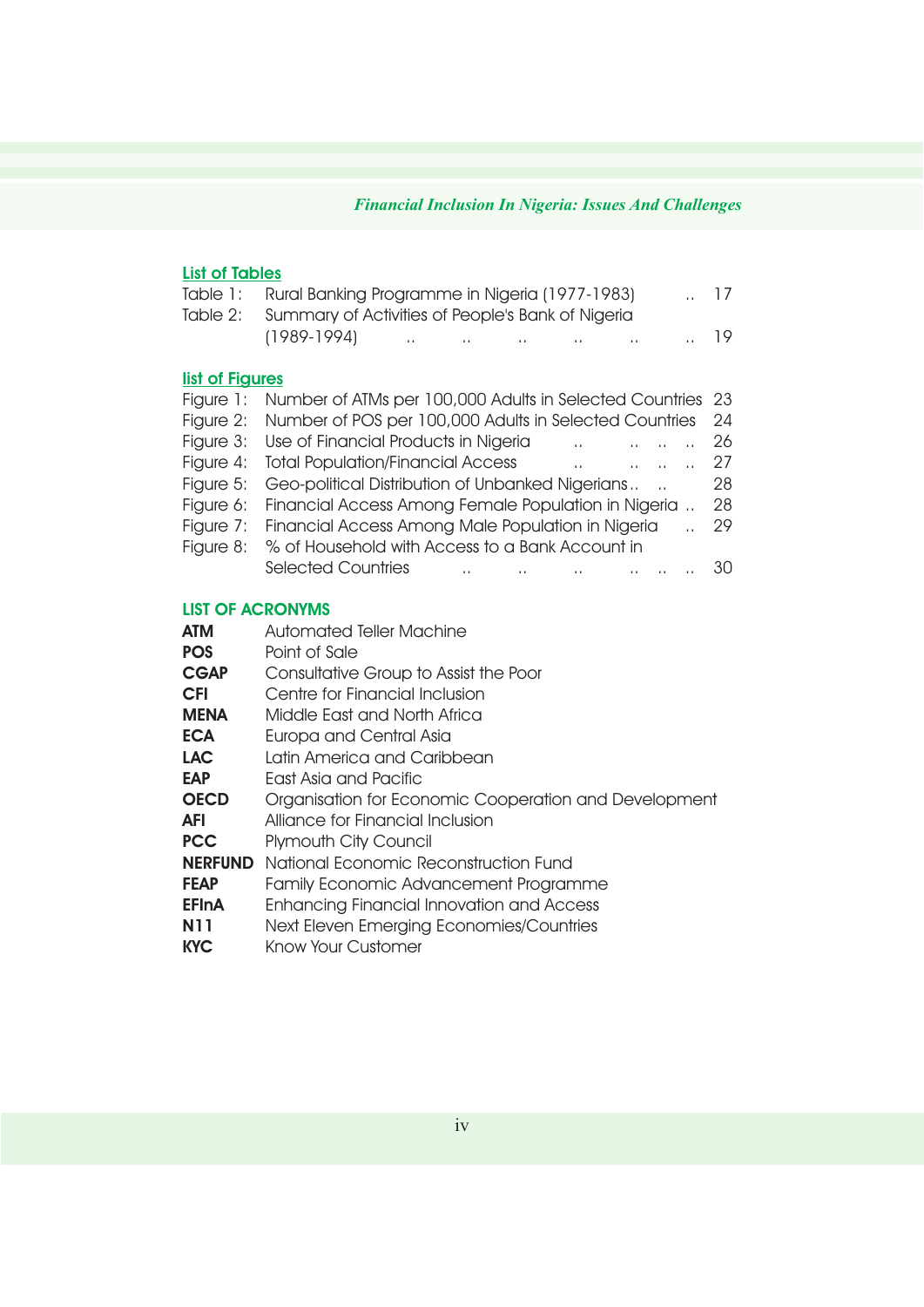## List of Tables

- Table 1: Rural Banking Programme in Nigeria (1977-1983) .. 17
- Table 2: Summary of Activities of People's Bank of Nigeria (1989-1994) .. .. .. .. .. .. 19

## list of Figures

- Figure 1: Number of ATMs per 100,000 Adults in Selected Countries 23
- Figure 2: Number of POS per 100,000 Adults in Selected Countries 24
- Figure 3: Use of Financial Products in Nigeria .. .. .. .. 26
- Figure 4: Total Population/Financial Access .. .. .. .. 27
- Figure 5: Geo-political Distribution of Unbanked Nigerians.. .. 28
- Figure 6: Financial Access Among Female Population in Nigeria .. 28
- Figure 7: Financial Access Among Male Population in Nigeria .. 29
- Figure 8: % of Household with Access to a Bank Account in Selected Countries .. .. .. .. .. .. 30

## LIST OF ACRONYMS

| | |
|---|---|
| **ATM** | Automated Teller Machine |
| **POS** | Point of Sale |
| **CGAP** | Consultative Group to Assist the Poor |
| **CFI** | Centre for Financial Inclusion |
| **MENA** | Middle East and North Africa |
| **ECA** | Europa and Central Asia |
| **LAC** | Latin America and Caribbean |
| **EAP** | East Asia and Pacific |
| **OECD** | Organisation for Economic Cooperation and Development |
| **AFI** | Alliance for Financial Inclusion |
| **PCC** | Plymouth City Council |
| **NERFUND** | National Economic Reconstruction Fund |
| **FEAP** | Family Economic Advancement Programme |
| **EFInA** | Enhancing Financial Innovation and Access |
| **N11** | Next Eleven Emerging Economies/Countries |
| **KYC** | Know Your Customer |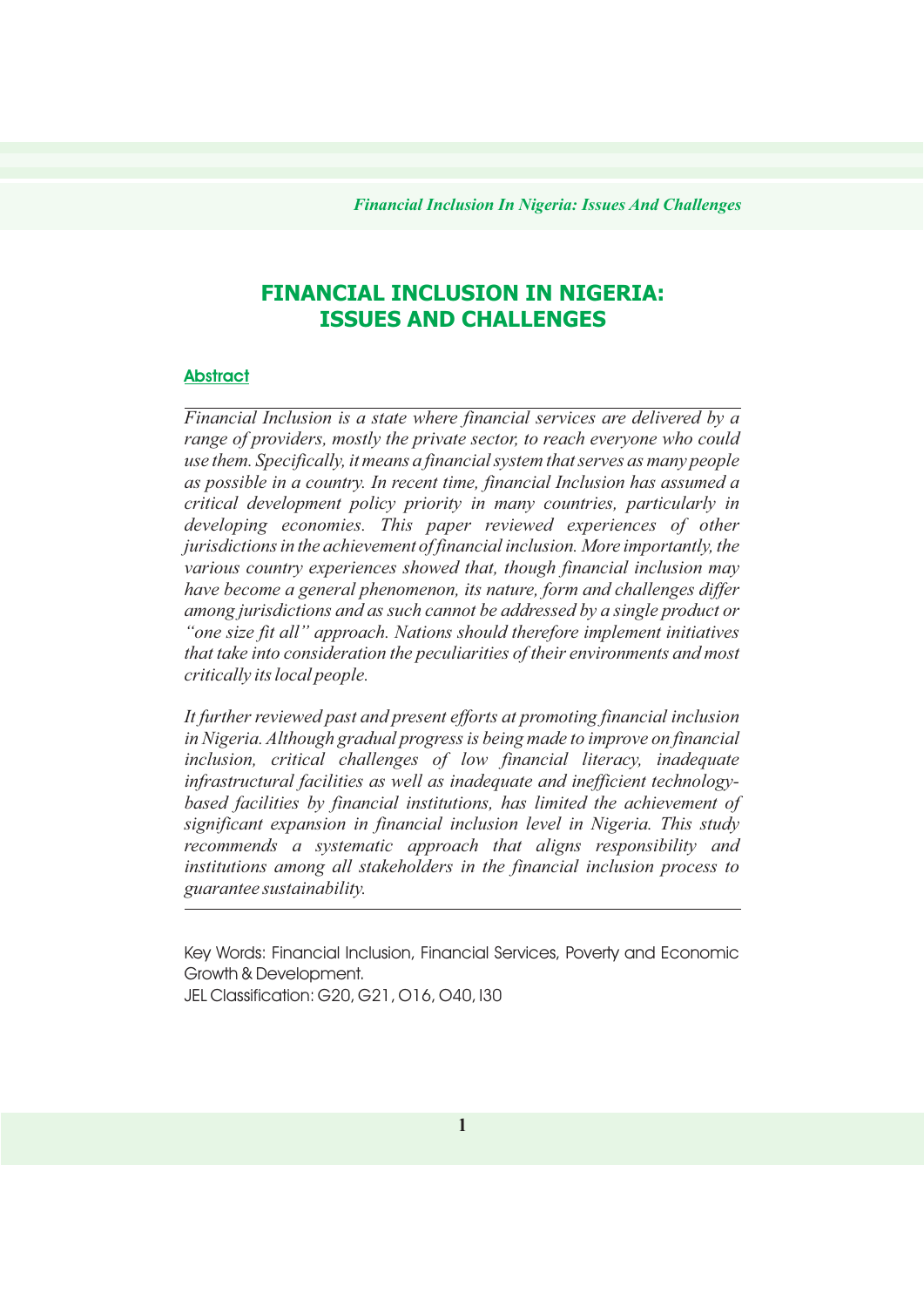# FINANCIAL INCLUSION IN NIGERIA: ISSUES AND CHALLENGES

## Abstract

*Financial Inclusion is a state where financial services are delivered by a range of providers, mostly the private sector, to reach everyone who could use them. Specifically, it means a financial system that serves as many people as possible in a country. In recent time, financial Inclusion has assumed a critical development policy priority in many countries, particularly in developing economies. This paper reviewed experiences of other jurisdictions in the achievement of financial inclusion. More importantly, the various country experiences showed that, though financial inclusion may have become a general phenomenon, its nature, form and challenges differ among jurisdictions and as such cannot be addressed by a single product or "one size fit all" approach. Nations should therefore implement initiatives that take into consideration the peculiarities of their environments and most critically its local people.*

*It further reviewed past and present efforts at promoting financial inclusion in Nigeria. Although gradual progress is being made to improve on financial inclusion, critical challenges of low financial literacy, inadequate infrastructural facilities as well as inadequate and inefficient technology-based facilities by financial institutions, has limited the achievement of significant expansion in financial inclusion level in Nigeria. This study recommends a systematic approach that aligns responsibility and institutions among all stakeholders in the financial inclusion process to guarantee sustainability.*

Key Words: Financial Inclusion, Financial Services, Poverty and Economic Growth & Development.

JEL Classification: G20, G21, O16, O40, I30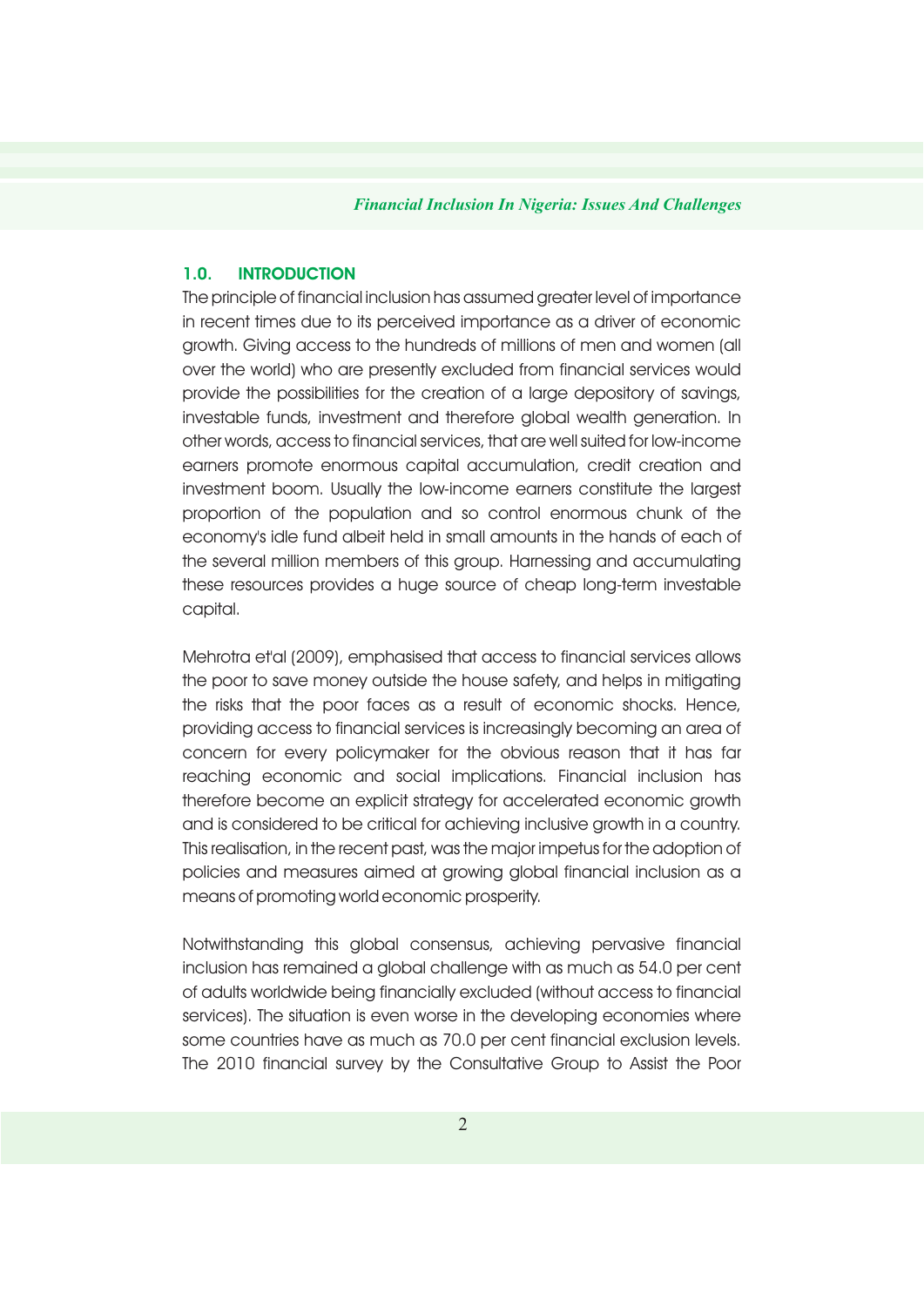## 1.0. INTRODUCTION

The principle of financial inclusion has assumed greater level of importance in recent times due to its perceived importance as a driver of economic growth. Giving access to the hundreds of millions of men and women (all over the world) who are presently excluded from financial services would provide the possibilities for the creation of a large depository of savings, investable funds, investment and therefore global wealth generation. In other words, access to financial services, that are well suited for low-income earners promote enormous capital accumulation, credit creation and investment boom. Usually the low-income earners constitute the largest proportion of the population and so control enormous chunk of the economy's idle fund albeit held in small amounts in the hands of each of the several million members of this group. Harnessing and accumulating these resources provides a huge source of cheap long-term investable capital.

Mehrotra et'al (2009), emphasised that access to financial services allows the poor to save money outside the house safety, and helps in mitigating the risks that the poor faces as a result of economic shocks. Hence, providing access to financial services is increasingly becoming an area of concern for every policymaker for the obvious reason that it has far reaching economic and social implications. Financial inclusion has therefore become an explicit strategy for accelerated economic growth and is considered to be critical for achieving inclusive growth in a country. This realisation, in the recent past, was the major impetus for the adoption of policies and measures aimed at growing global financial inclusion as a means of promoting world economic prosperity.

Notwithstanding this global consensus, achieving pervasive financial inclusion has remained a global challenge with as much as 54.0 per cent of adults worldwide being financially excluded (without access to financial services). The situation is even worse in the developing economies where some countries have as much as 70.0 per cent financial exclusion levels. The 2010 financial survey by the Consultative Group to Assist the Poor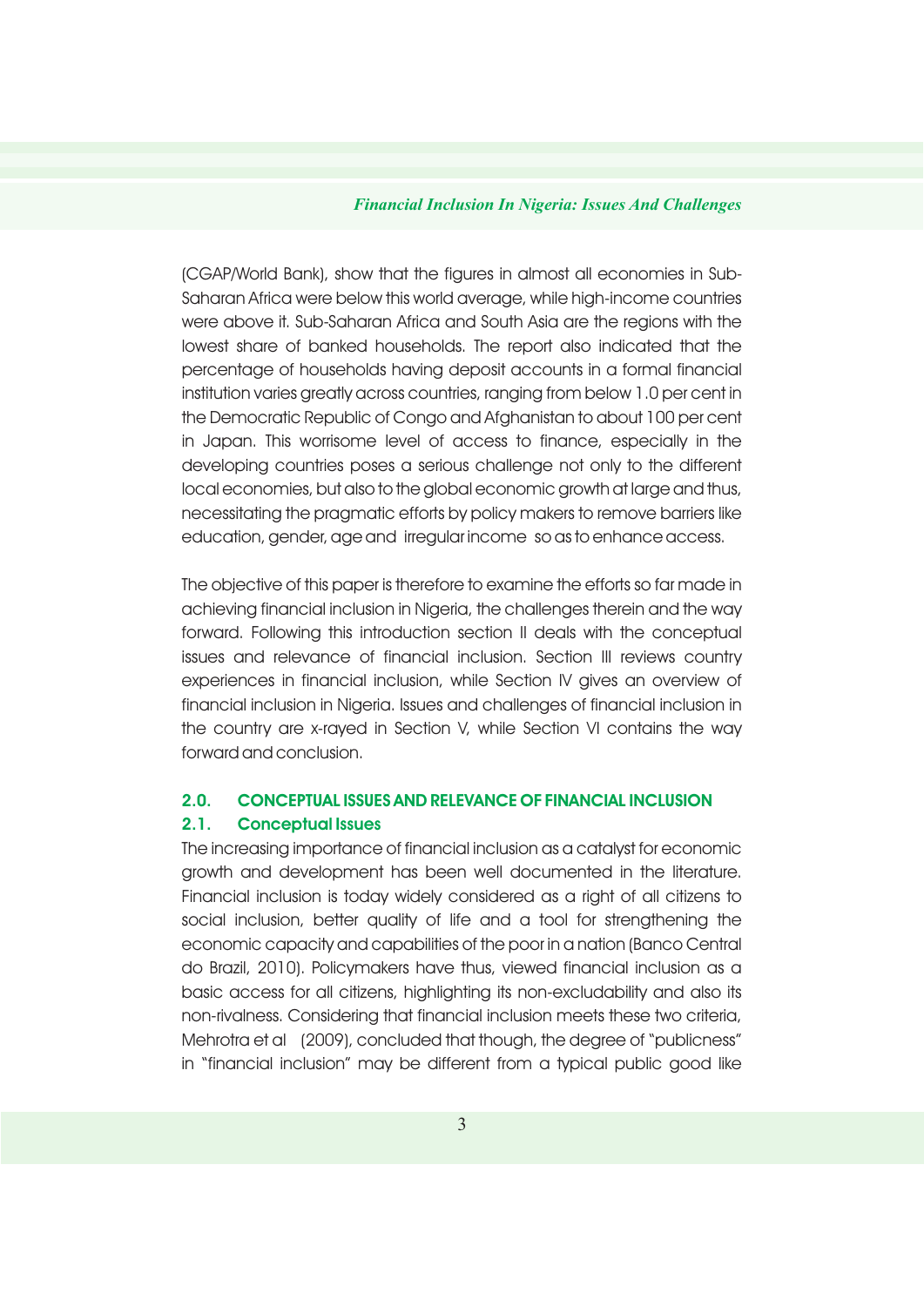(CGAP/World Bank), show that the figures in almost all economies in Sub-Saharan Africa were below this world average, while high-income countries were above it. Sub-Saharan Africa and South Asia are the regions with the lowest share of banked households. The report also indicated that the percentage of households having deposit accounts in a formal financial institution varies greatly across countries, ranging from below 1.0 per cent in the Democratic Republic of Congo and Afghanistan to about 100 per cent in Japan. This worrisome level of access to finance, especially in the developing countries poses a serious challenge not only to the different local economies, but also to the global economic growth at large and thus, necessitating the pragmatic efforts by policy makers to remove barriers like education, gender, age and irregular income so as to enhance access.

The objective of this paper is therefore to examine the efforts so far made in achieving financial inclusion in Nigeria, the challenges therein and the way forward. Following this introduction section II deals with the conceptual issues and relevance of financial inclusion. Section III reviews country experiences in financial inclusion, while Section IV gives an overview of financial inclusion in Nigeria. Issues and challenges of financial inclusion in the country are x-rayed in Section V, while Section VI contains the way forward and conclusion.

## 2.0. CONCEPTUAL ISSUES AND RELEVANCE OF FINANCIAL INCLUSION

### 2.1. Conceptual Issues

The increasing importance of financial inclusion as a catalyst for economic growth and development has been well documented in the literature. Financial inclusion is today widely considered as a right of all citizens to social inclusion, better quality of life and a tool for strengthening the economic capacity and capabilities of the poor in a nation (Banco Central do Brazil, 2010). Policymakers have thus, viewed financial inclusion as a basic access for all citizens, highlighting its non-excludability and also its non-rivalness. Considering that financial inclusion meets these two criteria, Mehrotra et al (2009), concluded that though, the degree of "publicness" in "financial inclusion" may be different from a typical public good like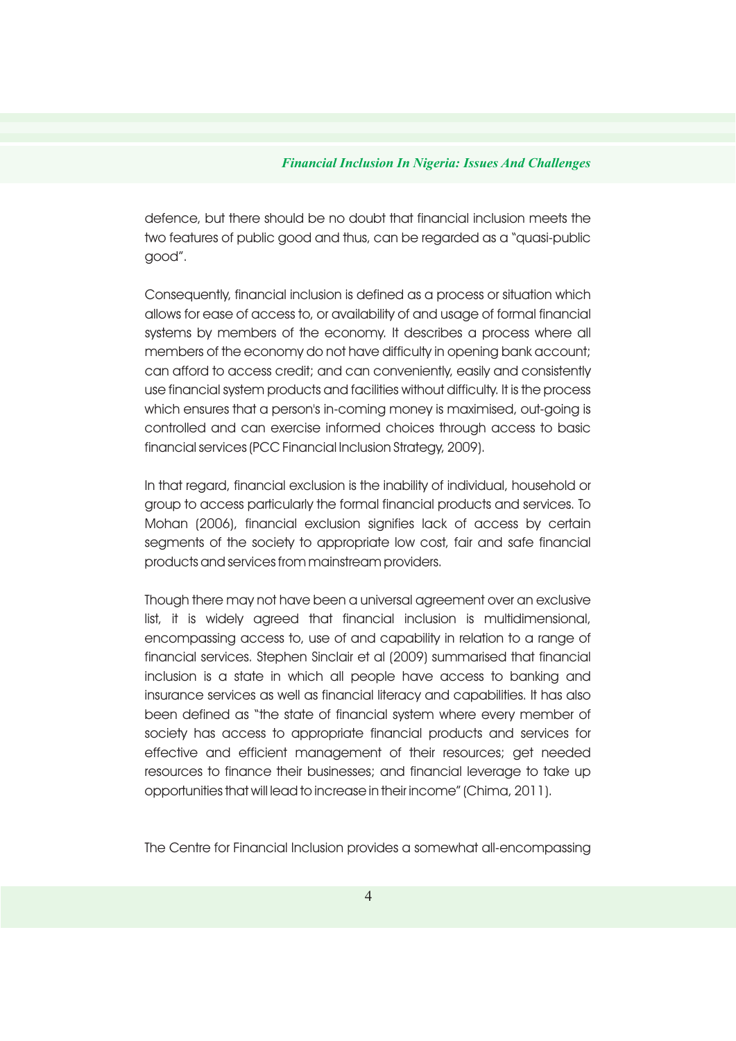defence, but there should be no doubt that financial inclusion meets the two features of public good and thus, can be regarded as a "quasi-public good".

Consequently, financial inclusion is defined as a process or situation which allows for ease of access to, or availability of and usage of formal financial systems by members of the economy. It describes a process where all members of the economy do not have difficulty in opening bank account; can afford to access credit; and can conveniently, easily and consistently use financial system products and facilities without difficulty. It is the process which ensures that a person's in-coming money is maximised, out-going is controlled and can exercise informed choices through access to basic financial services (PCC Financial Inclusion Strategy, 2009).

In that regard, financial exclusion is the inability of individual, household or group to access particularly the formal financial products and services. To Mohan (2006), financial exclusion signifies lack of access by certain segments of the society to appropriate low cost, fair and safe financial products and services from mainstream providers.

Though there may not have been a universal agreement over an exclusive list, it is widely agreed that financial inclusion is multidimensional, encompassing access to, use of and capability in relation to a range of financial services. Stephen Sinclair et al (2009) summarised that financial inclusion is a state in which all people have access to banking and insurance services as well as financial literacy and capabilities. It has also been defined as "the state of financial system where every member of society has access to appropriate financial products and services for effective and efficient management of their resources; get needed resources to finance their businesses; and financial leverage to take up opportunities that will lead to increase in their income" (Chima, 2011).

The Centre for Financial Inclusion provides a somewhat all-encompassing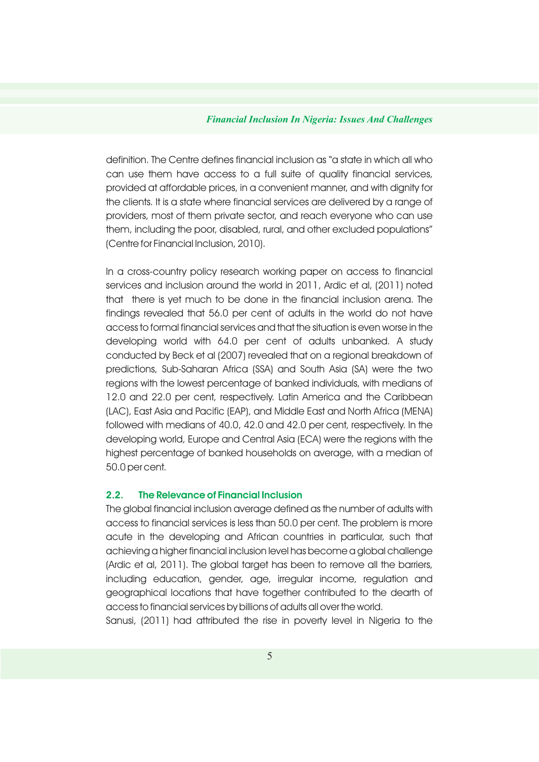definition. The Centre defines financial inclusion as "a state in which all who can use them have access to a full suite of quality financial services, provided at affordable prices, in a convenient manner, and with dignity for the clients. It is a state where financial services are delivered by a range of providers, most of them private sector, and reach everyone who can use them, including the poor, disabled, rural, and other excluded populations" (Centre for Financial Inclusion, 2010).

In a cross-country policy research working paper on access to financial services and inclusion around the world in 2011, Ardic et al, (2011) noted that there is yet much to be done in the financial inclusion arena. The findings revealed that 56.0 per cent of adults in the world do not have access to formal financial services and that the situation is even worse in the developing world with 64.0 per cent of adults unbanked. A study conducted by Beck et al (2007) revealed that on a regional breakdown of predictions, Sub-Saharan Africa (SSA) and South Asia (SA) were the two regions with the lowest percentage of banked individuals, with medians of 12.0 and 22.0 per cent, respectively. Latin America and the Caribbean (LAC), East Asia and Pacific (EAP), and Middle East and North Africa (MENA) followed with medians of 40.0, 42.0 and 42.0 per cent, respectively. In the developing world, Europe and Central Asia (ECA) were the regions with the highest percentage of banked households on average, with a median of 50.0 per cent.

## 2.2. The Relevance of Financial Inclusion

The global financial inclusion average defined as the number of adults with access to financial services is less than 50.0 per cent. The problem is more acute in the developing and African countries in particular, such that achieving a higher financial inclusion level has become a global challenge (Ardic et al, 2011). The global target has been to remove all the barriers, including education, gender, age, irregular income, regulation and geographical locations that have together contributed to the dearth of access to financial services by billions of adults all over the world.

Sanusi, (2011) had attributed the rise in poverty level in Nigeria to the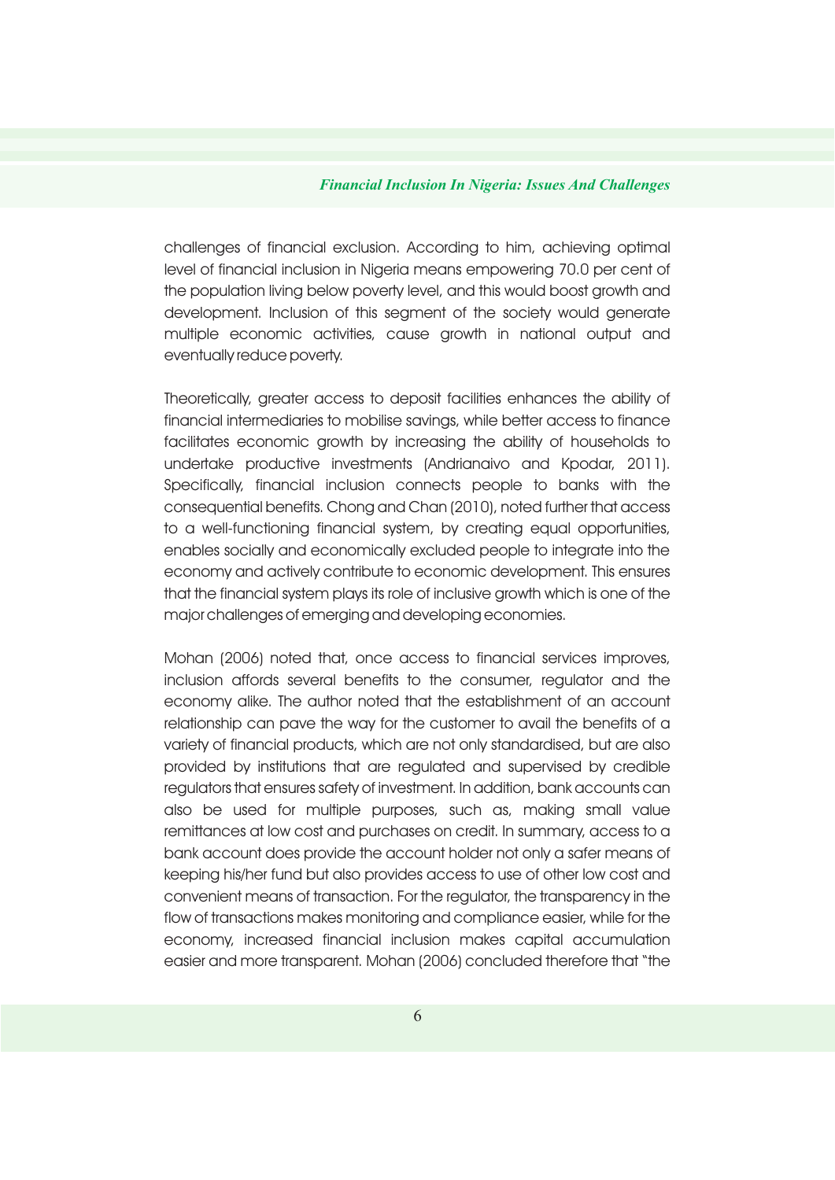challenges of financial exclusion. According to him, achieving optimal level of financial inclusion in Nigeria means empowering 70.0 per cent of the population living below poverty level, and this would boost growth and development. Inclusion of this segment of the society would generate multiple economic activities, cause growth in national output and eventually reduce poverty.

Theoretically, greater access to deposit facilities enhances the ability of financial intermediaries to mobilise savings, while better access to finance facilitates economic growth by increasing the ability of households to undertake productive investments (Andrianaivo and Kpodar, 2011). Specifically, financial inclusion connects people to banks with the consequential benefits. Chong and Chan (2010), noted further that access to a well-functioning financial system, by creating equal opportunities, enables socially and economically excluded people to integrate into the economy and actively contribute to economic development. This ensures that the financial system plays its role of inclusive growth which is one of the major challenges of emerging and developing economies.

Mohan (2006) noted that, once access to financial services improves, inclusion affords several benefits to the consumer, regulator and the economy alike. The author noted that the establishment of an account relationship can pave the way for the customer to avail the benefits of a variety of financial products, which are not only standardised, but are also provided by institutions that are regulated and supervised by credible regulators that ensures safety of investment. In addition, bank accounts can also be used for multiple purposes, such as, making small value remittances at low cost and purchases on credit. In summary, access to a bank account does provide the account holder not only a safer means of keeping his/her fund but also provides access to use of other low cost and convenient means of transaction. For the regulator, the transparency in the flow of transactions makes monitoring and compliance easier, while for the economy, increased financial inclusion makes capital accumulation easier and more transparent. Mohan (2006) concluded therefore that "the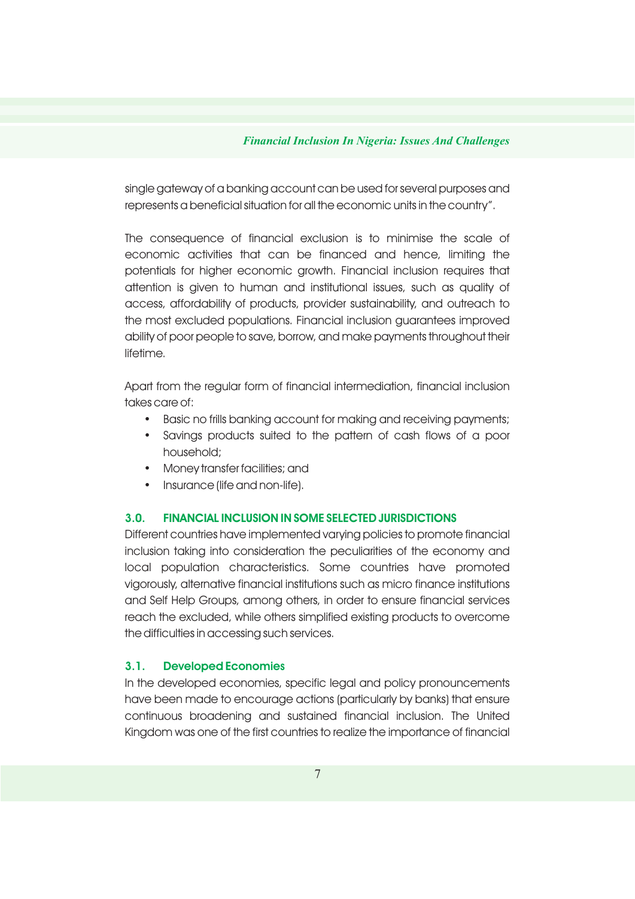single gateway of a banking account can be used for several purposes and represents a beneficial situation for all the economic units in the country".

The consequence of financial exclusion is to minimise the scale of economic activities that can be financed and hence, limiting the potentials for higher economic growth. Financial inclusion requires that attention is given to human and institutional issues, such as quality of access, affordability of products, provider sustainability, and outreach to the most excluded populations. Financial inclusion guarantees improved ability of poor people to save, borrow, and make payments throughout their lifetime.

Apart from the regular form of financial intermediation, financial inclusion takes care of:

- Basic no frills banking account for making and receiving payments;
- Savings products suited to the pattern of cash flows of a poor household;
- Money transfer facilities; and
- Insurance (life and non-life).

## 3.0. FINANCIAL INCLUSION IN SOME SELECTED JURISDICTIONS

Different countries have implemented varying policies to promote financial inclusion taking into consideration the peculiarities of the economy and local population characteristics. Some countries have promoted vigorously, alternative financial institutions such as micro finance institutions and Self Help Groups, among others, in order to ensure financial services reach the excluded, while others simplified existing products to overcome the difficulties in accessing such services.

### 3.1. Developed Economies

In the developed economies, specific legal and policy pronouncements have been made to encourage actions (particularly by banks) that ensure continuous broadening and sustained financial inclusion. The United Kingdom was one of the first countries to realize the importance of financial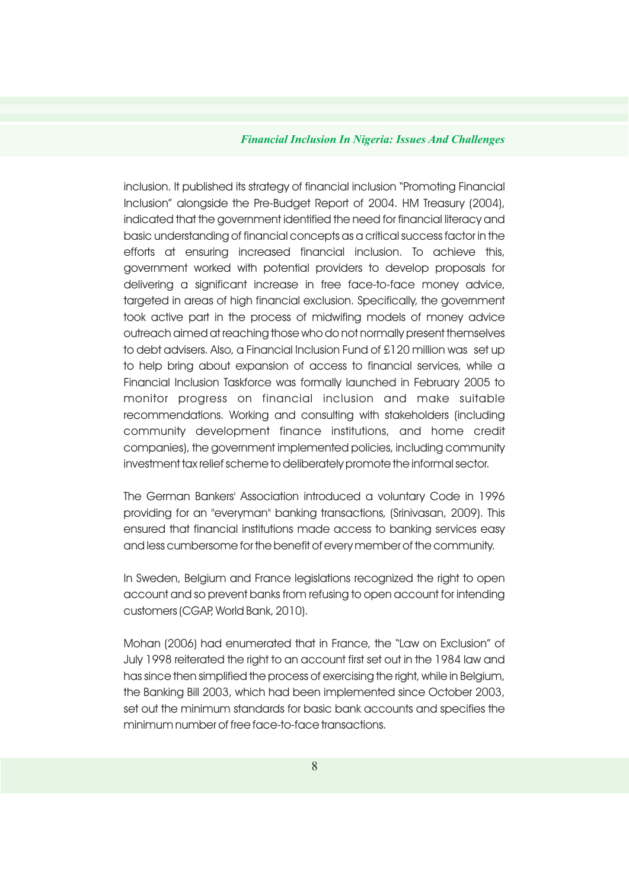inclusion. It published its strategy of financial inclusion "Promoting Financial Inclusion" alongside the Pre-Budget Report of 2004. HM Treasury (2004), indicated that the government identified the need for financial literacy and basic understanding of financial concepts as a critical success factor in the efforts at ensuring increased financial inclusion. To achieve this, government worked with potential providers to develop proposals for delivering a significant increase in free face-to-face money advice, targeted in areas of high financial exclusion. Specifically, the government took active part in the process of midwifing models of money advice outreach aimed at reaching those who do not normally present themselves to debt advisers. Also, a Financial Inclusion Fund of £120 million was set up to help bring about expansion of access to financial services, while a Financial Inclusion Taskforce was formally launched in February 2005 to monitor progress on financial inclusion and make suitable recommendations. Working and consulting with stakeholders (including community development finance institutions, and home credit companies), the government implemented policies, including community investment tax relief scheme to deliberately promote the informal sector.

The German Bankers' Association introduced a voluntary Code in 1996 providing for an "everyman" banking transactions, (Srinivasan, 2009). This ensured that financial institutions made access to banking services easy and less cumbersome for the benefit of every member of the community.

In Sweden, Belgium and France legislations recognized the right to open account and so prevent banks from refusing to open account for intending customers (CGAP, World Bank, 2010).

Mohan (2006) had enumerated that in France, the "Law on Exclusion" of July 1998 reiterated the right to an account first set out in the 1984 law and has since then simplified the process of exercising the right, while in Belgium, the Banking Bill 2003, which had been implemented since October 2003, set out the minimum standards for basic bank accounts and specifies the minimum number of free face-to-face transactions.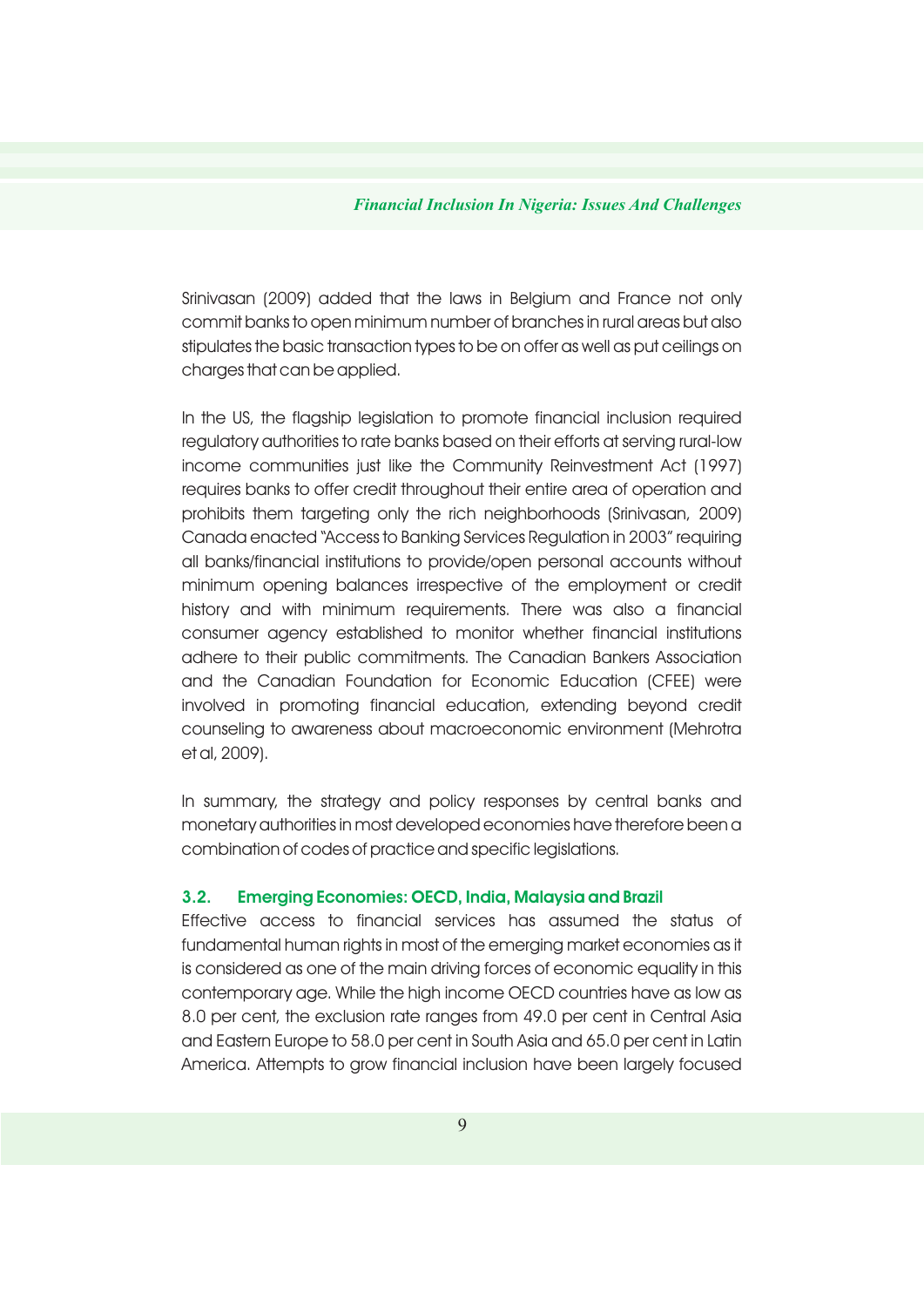Srinivasan (2009) added that the laws in Belgium and France not only commit banks to open minimum number of branches in rural areas but also stipulates the basic transaction types to be on offer as well as put ceilings on charges that can be applied.

In the US, the flagship legislation to promote financial inclusion required regulatory authorities to rate banks based on their efforts at serving rural-low income communities just like the Community Reinvestment Act (1997) requires banks to offer credit throughout their entire area of operation and prohibits them targeting only the rich neighborhoods (Srinivasan, 2009) Canada enacted "Access to Banking Services Regulation in 2003" requiring all banks/financial institutions to provide/open personal accounts without minimum opening balances irrespective of the employment or credit history and with minimum requirements. There was also a financial consumer agency established to monitor whether financial institutions adhere to their public commitments. The Canadian Bankers Association and the Canadian Foundation for Economic Education (CFEE) were involved in promoting financial education, extending beyond credit counseling to awareness about macroeconomic environment (Mehrotra et al, 2009).

In summary, the strategy and policy responses by central banks and monetary authorities in most developed economies have therefore been a combination of codes of practice and specific legislations.

### 3.2. Emerging Economies: OECD, India, Malaysia and Brazil

Effective access to financial services has assumed the status of fundamental human rights in most of the emerging market economies as it is considered as one of the main driving forces of economic equality in this contemporary age. While the high income OECD countries have as low as 8.0 per cent, the exclusion rate ranges from 49.0 per cent in Central Asia and Eastern Europe to 58.0 per cent in South Asia and 65.0 per cent in Latin America. Attempts to grow financial inclusion have been largely focused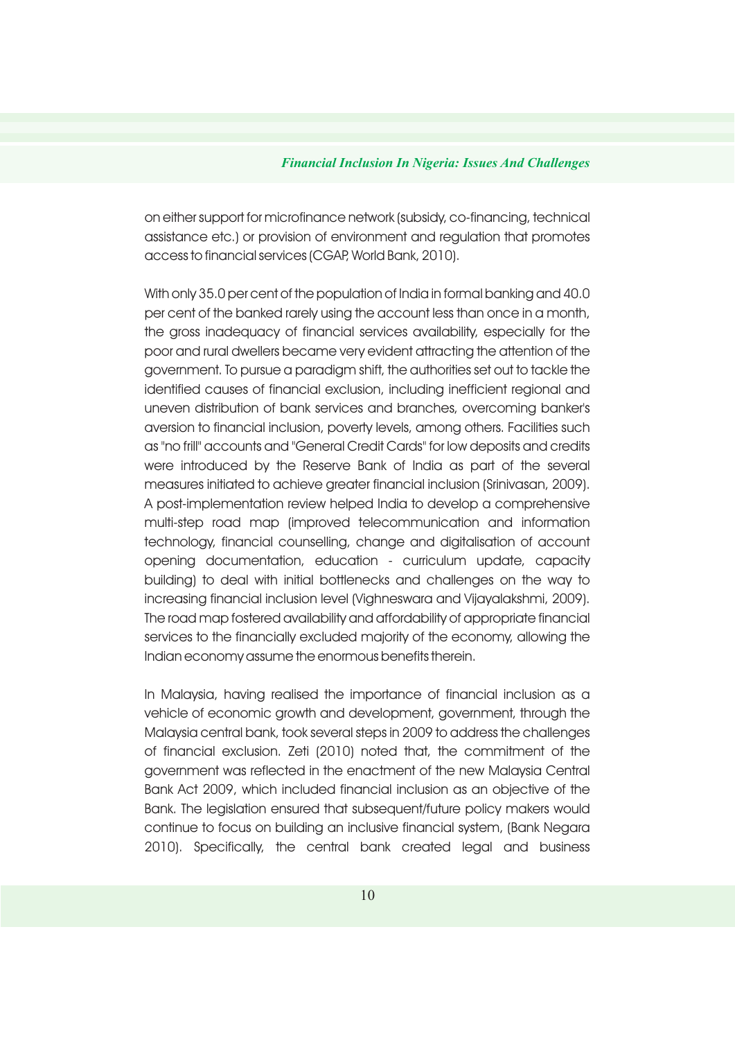on either support for microfinance network (subsidy, co-financing, technical assistance etc.) or provision of environment and regulation that promotes access to financial services (CGAP, World Bank, 2010).

With only 35.0 per cent of the population of India in formal banking and 40.0 per cent of the banked rarely using the account less than once in a month, the gross inadequacy of financial services availability, especially for the poor and rural dwellers became very evident attracting the attention of the government. To pursue a paradigm shift, the authorities set out to tackle the identified causes of financial exclusion, including inefficient regional and uneven distribution of bank services and branches, overcoming banker's aversion to financial inclusion, poverty levels, among others. Facilities such as "no frill" accounts and "General Credit Cards" for low deposits and credits were introduced by the Reserve Bank of India as part of the several measures initiated to achieve greater financial inclusion (Srinivasan, 2009). A post-implementation review helped India to develop a comprehensive multi-step road map (improved telecommunication and information technology, financial counselling, change and digitalisation of account opening documentation, education - curriculum update, capacity building) to deal with initial bottlenecks and challenges on the way to increasing financial inclusion level (Vighneswara and Vijayalakshmi, 2009). The road map fostered availability and affordability of appropriate financial services to the financially excluded majority of the economy, allowing the Indian economy assume the enormous benefits therein.

In Malaysia, having realised the importance of financial inclusion as a vehicle of economic growth and development, government, through the Malaysia central bank, took several steps in 2009 to address the challenges of financial exclusion. Zeti (2010) noted that, the commitment of the government was reflected in the enactment of the new Malaysia Central Bank Act 2009, which included financial inclusion as an objective of the Bank. The legislation ensured that subsequent/future policy makers would continue to focus on building an inclusive financial system, (Bank Negara 2010). Specifically, the central bank created legal and business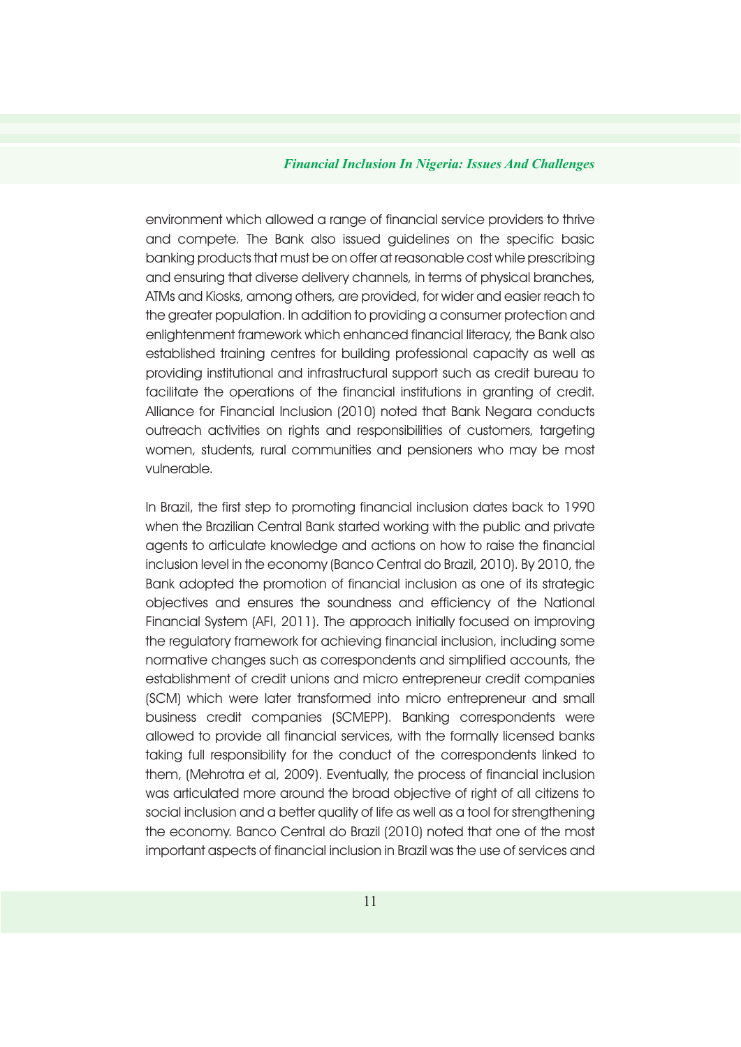environment which allowed a range of financial service providers to thrive and compete. The Bank also issued guidelines on the specific basic banking products that must be on offer at reasonable cost while prescribing and ensuring that diverse delivery channels, in terms of physical branches, ATMs and Kiosks, among others, are provided, for wider and easier reach to the greater population. In addition to providing a consumer protection and enlightenment framework which enhanced financial literacy, the Bank also established training centres for building professional capacity as well as providing institutional and infrastructural support such as credit bureau to facilitate the operations of the financial institutions in granting of credit. Alliance for Financial Inclusion (2010) noted that Bank Negara conducts outreach activities on rights and responsibilities of customers, targeting women, students, rural communities and pensioners who may be most vulnerable.

In Brazil, the first step to promoting financial inclusion dates back to 1990 when the Brazilian Central Bank started working with the public and private agents to articulate knowledge and actions on how to raise the financial inclusion level in the economy (Banco Central do Brazil, 2010). By 2010, the Bank adopted the promotion of financial inclusion as one of its strategic objectives and ensures the soundness and efficiency of the National Financial System (AFI, 2011). The approach initially focused on improving the regulatory framework for achieving financial inclusion, including some normative changes such as correspondents and simplified accounts, the establishment of credit unions and micro entrepreneur credit companies (SCM) which were later transformed into micro entrepreneur and small business credit companies (SCMEPP). Banking correspondents were allowed to provide all financial services, with the formally licensed banks taking full responsibility for the conduct of the correspondents linked to them, (Mehrotra et al, 2009). Eventually, the process of financial inclusion was articulated more around the broad objective of right of all citizens to social inclusion and a better quality of life as well as a tool for strengthening the economy. Banco Central do Brazil (2010) noted that one of the most important aspects of financial inclusion in Brazil was the use of services and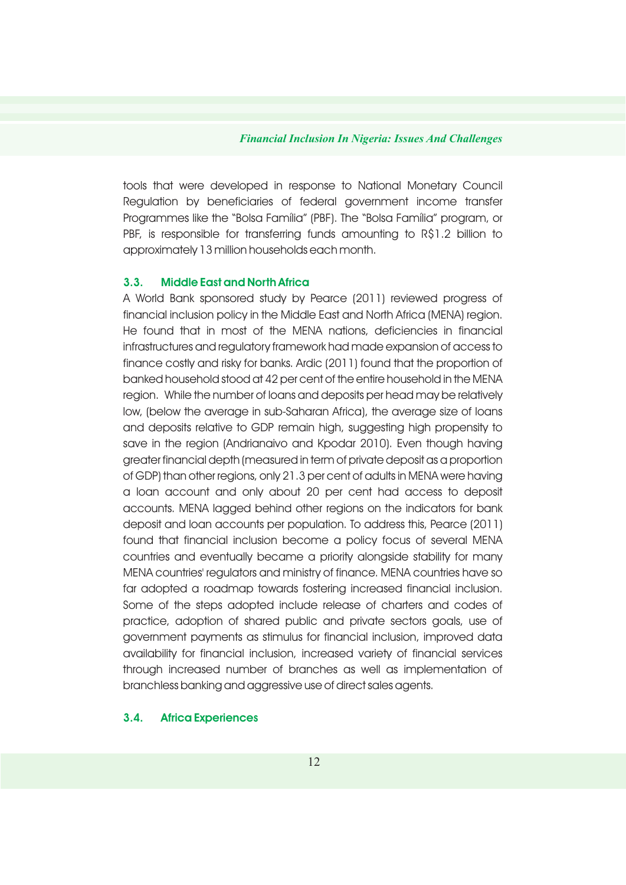tools that were developed in response to National Monetary Council Regulation by beneficiaries of federal government income transfer Programmes like the "Bolsa Família" (PBF). The "Bolsa Família" program, or PBF, is responsible for transferring funds amounting to R$1.2 billion to approximately 13 million households each month.

### 3.3. Middle East and North Africa

A World Bank sponsored study by Pearce (2011) reviewed progress of financial inclusion policy in the Middle East and North Africa (MENA) region. He found that in most of the MENA nations, deficiencies in financial infrastructures and regulatory framework had made expansion of access to finance costly and risky for banks. Ardic (2011) found that the proportion of banked household stood at 42 per cent of the entire household in the MENA region. While the number of loans and deposits per head may be relatively low, (below the average in sub-Saharan Africa), the average size of loans and deposits relative to GDP remain high, suggesting high propensity to save in the region (Andrianaivo and Kpodar 2010). Even though having greater financial depth (measured in term of private deposit as a proportion of GDP) than other regions, only 21.3 per cent of adults in MENA were having a loan account and only about 20 per cent had access to deposit accounts. MENA lagged behind other regions on the indicators for bank deposit and loan accounts per population. To address this, Pearce (2011) found that financial inclusion become a policy focus of several MENA countries and eventually became a priority alongside stability for many MENA countries' regulators and ministry of finance. MENA countries have so far adopted a roadmap towards fostering increased financial inclusion. Some of the steps adopted include release of charters and codes of practice, adoption of shared public and private sectors goals, use of government payments as stimulus for financial inclusion, improved data availability for financial inclusion, increased variety of financial services through increased number of branches as well as implementation of branchless banking and aggressive use of direct sales agents.

### 3.4. Africa Experiences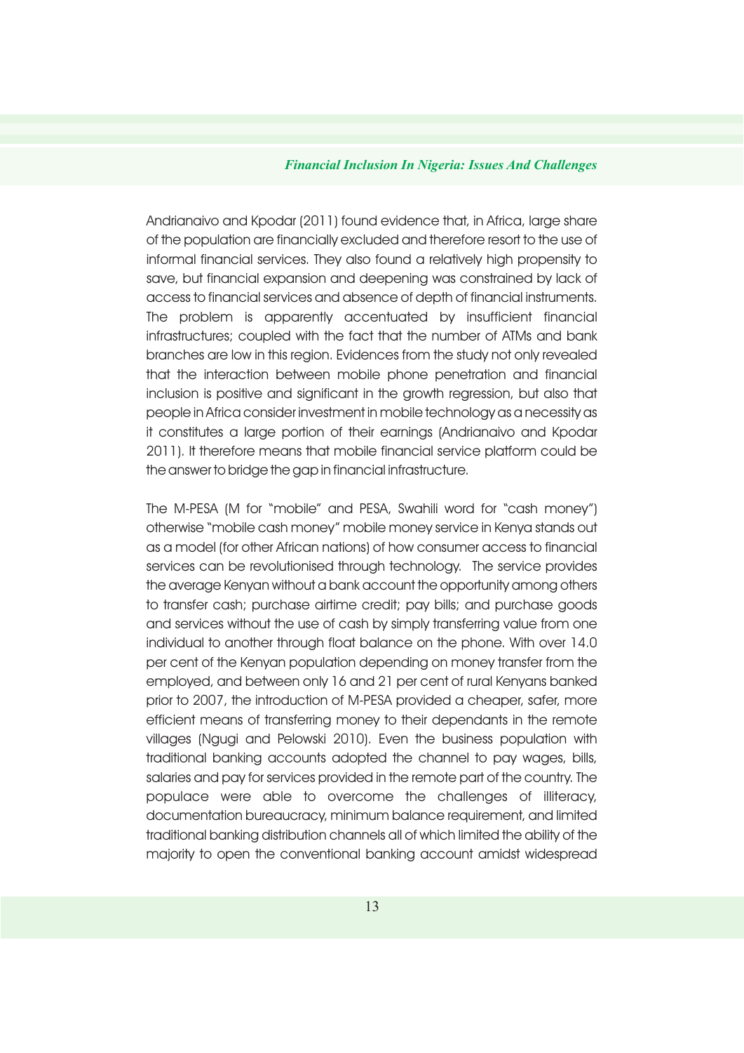Andrianaivo and Kpodar (2011) found evidence that, in Africa, large share of the population are financially excluded and therefore resort to the use of informal financial services. They also found a relatively high propensity to save, but financial expansion and deepening was constrained by lack of access to financial services and absence of depth of financial instruments. The problem is apparently accentuated by insufficient financial infrastructures; coupled with the fact that the number of ATMs and bank branches are low in this region. Evidences from the study not only revealed that the interaction between mobile phone penetration and financial inclusion is positive and significant in the growth regression, but also that people in Africa consider investment in mobile technology as a necessity as it constitutes a large portion of their earnings (Andrianaivo and Kpodar 2011). It therefore means that mobile financial service platform could be the answer to bridge the gap in financial infrastructure.

The M-PESA (M for "mobile" and PESA, Swahili word for "cash money") otherwise "mobile cash money" mobile money service in Kenya stands out as a model (for other African nations) of how consumer access to financial services can be revolutionised through technology. The service provides the average Kenyan without a bank account the opportunity among others to transfer cash; purchase airtime credit; pay bills; and purchase goods and services without the use of cash by simply transferring value from one individual to another through float balance on the phone. With over 14.0 per cent of the Kenyan population depending on money transfer from the employed, and between only 16 and 21 per cent of rural Kenyans banked prior to 2007, the introduction of M-PESA provided a cheaper, safer, more efficient means of transferring money to their dependants in the remote villages (Ngugi and Pelowski 2010). Even the business population with traditional banking accounts adopted the channel to pay wages, bills, salaries and pay for services provided in the remote part of the country. The populace were able to overcome the challenges of illiteracy, documentation bureaucracy, minimum balance requirement, and limited traditional banking distribution channels all of which limited the ability of the majority to open the conventional banking account amidst widespread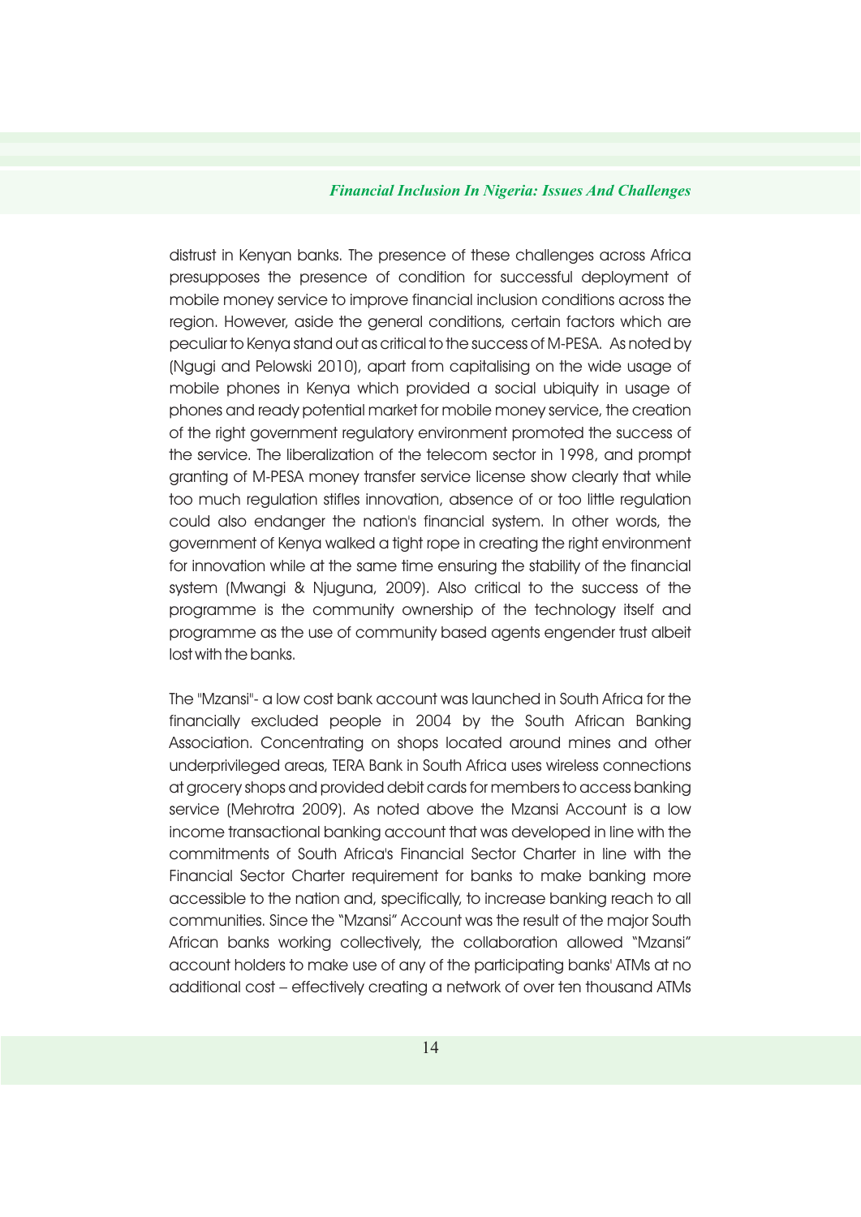distrust in Kenyan banks. The presence of these challenges across Africa presupposes the presence of condition for successful deployment of mobile money service to improve financial inclusion conditions across the region. However, aside the general conditions, certain factors which are peculiar to Kenya stand out as critical to the success of M-PESA. As noted by (Ngugi and Pelowski 2010), apart from capitalising on the wide usage of mobile phones in Kenya which provided a social ubiquity in usage of phones and ready potential market for mobile money service, the creation of the right government regulatory environment promoted the success of the service. The liberalization of the telecom sector in 1998, and prompt granting of M-PESA money transfer service license show clearly that while too much regulation stifles innovation, absence of or too little regulation could also endanger the nation's financial system. In other words, the government of Kenya walked a tight rope in creating the right environment for innovation while at the same time ensuring the stability of the financial system (Mwangi & Njuguna, 2009). Also critical to the success of the programme is the community ownership of the technology itself and programme as the use of community based agents engender trust albeit lost with the banks.

The "Mzansi"- a low cost bank account was launched in South Africa for the financially excluded people in 2004 by the South African Banking Association. Concentrating on shops located around mines and other underprivileged areas, TERA Bank in South Africa uses wireless connections at grocery shops and provided debit cards for members to access banking service (Mehrotra 2009). As noted above the Mzansi Account is a low income transactional banking account that was developed in line with the commitments of South Africa's Financial Sector Charter in line with the Financial Sector Charter requirement for banks to make banking more accessible to the nation and, specifically, to increase banking reach to all communities. Since the "Mzansi" Account was the result of the major South African banks working collectively, the collaboration allowed "Mzansi" account holders to make use of any of the participating banks' ATMs at no additional cost – effectively creating a network of over ten thousand ATMs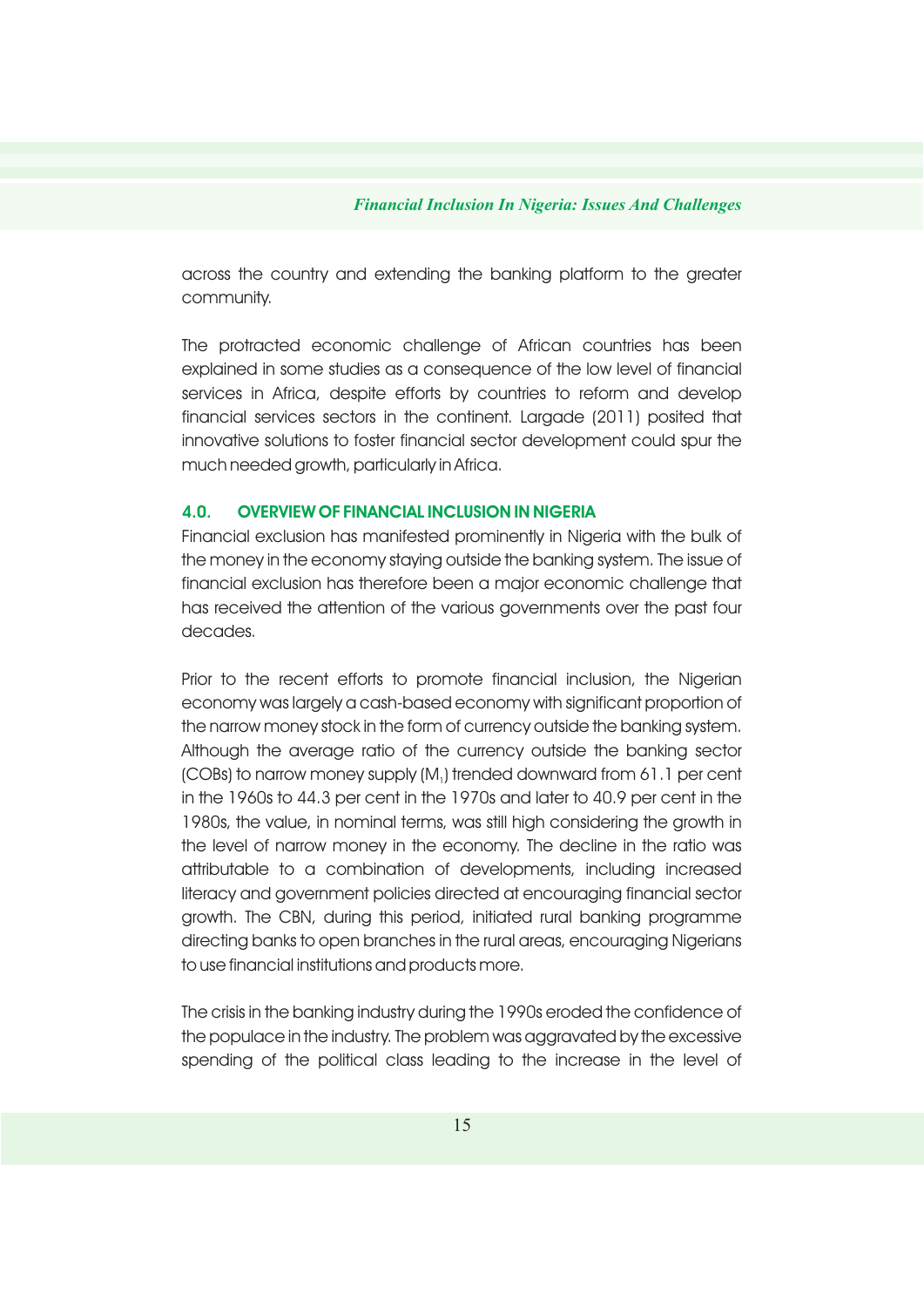across the country and extending the banking platform to the greater community.

The protracted economic challenge of African countries has been explained in some studies as a consequence of the low level of financial services in Africa, despite efforts by countries to reform and develop financial services sectors in the continent. Largade (2011) posited that innovative solutions to foster financial sector development could spur the much needed growth, particularly in Africa.

## 4.0. OVERVIEW OF FINANCIAL INCLUSION IN NIGERIA

Financial exclusion has manifested prominently in Nigeria with the bulk of the money in the economy staying outside the banking system. The issue of financial exclusion has therefore been a major economic challenge that has received the attention of the various governments over the past four decades.

Prior to the recent efforts to promote financial inclusion, the Nigerian economy was largely a cash-based economy with significant proportion of the narrow money stock in the form of currency outside the banking system. Although the average ratio of the currency outside the banking sector (COBs) to narrow money supply ($M_1$) trended downward from 61.1 per cent in the 1960s to 44.3 per cent in the 1970s and later to 40.9 per cent in the 1980s, the value, in nominal terms, was still high considering the growth in the level of narrow money in the economy. The decline in the ratio was attributable to a combination of developments, including increased literacy and government policies directed at encouraging financial sector growth. The CBN, during this period, initiated rural banking programme directing banks to open branches in the rural areas, encouraging Nigerians to use financial institutions and products more.

The crisis in the banking industry during the 1990s eroded the confidence of the populace in the industry. The problem was aggravated by the excessive spending of the political class leading to the increase in the level of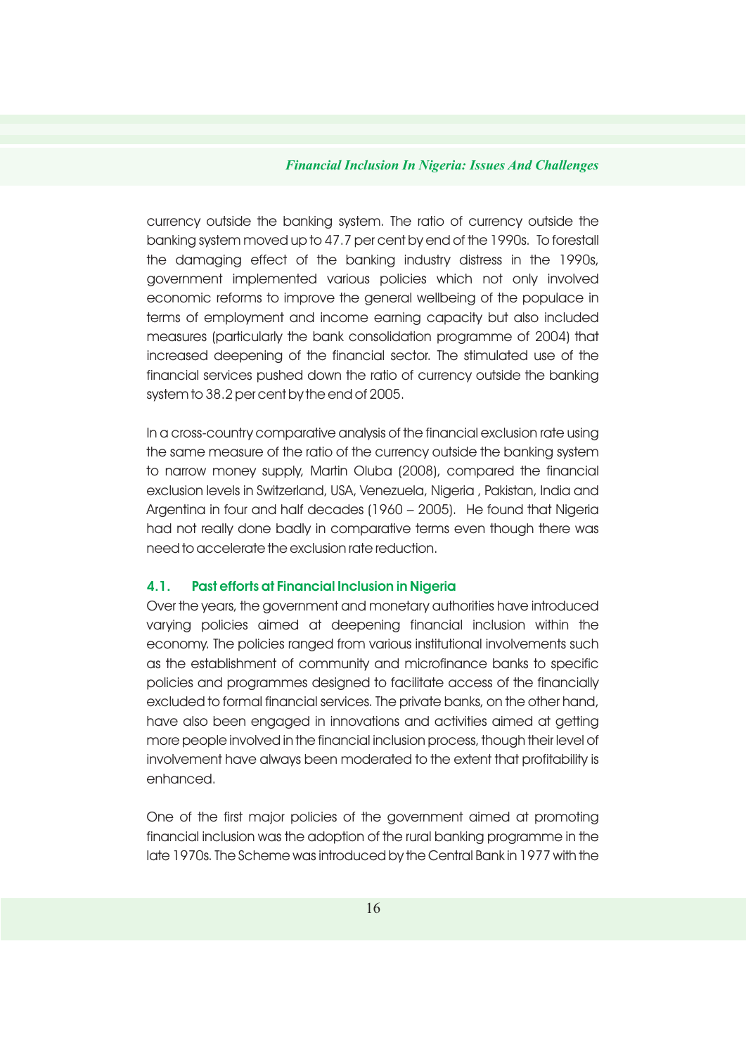currency outside the banking system. The ratio of currency outside the banking system moved up to 47.7 per cent by end of the 1990s. To forestall the damaging effect of the banking industry distress in the 1990s, government implemented various policies which not only involved economic reforms to improve the general wellbeing of the populace in terms of employment and income earning capacity but also included measures (particularly the bank consolidation programme of 2004) that increased deepening of the financial sector. The stimulated use of the financial services pushed down the ratio of currency outside the banking system to 38.2 per cent by the end of 2005.

In a cross-country comparative analysis of the financial exclusion rate using the same measure of the ratio of the currency outside the banking system to narrow money supply, Martin Oluba (2008), compared the financial exclusion levels in Switzerland, USA, Venezuela, Nigeria , Pakistan, India and Argentina in four and half decades (1960 – 2005). He found that Nigeria had not really done badly in comparative terms even though there was need to accelerate the exclusion rate reduction.

### 4.1. Past efforts at Financial Inclusion in Nigeria

Over the years, the government and monetary authorities have introduced varying policies aimed at deepening financial inclusion within the economy. The policies ranged from various institutional involvements such as the establishment of community and microfinance banks to specific policies and programmes designed to facilitate access of the financially excluded to formal financial services. The private banks, on the other hand, have also been engaged in innovations and activities aimed at getting more people involved in the financial inclusion process, though their level of involvement have always been moderated to the extent that profitability is enhanced.

One of the first major policies of the government aimed at promoting financial inclusion was the adoption of the rural banking programme in the late 1970s. The Scheme was introduced by the Central Bank in 1977 with the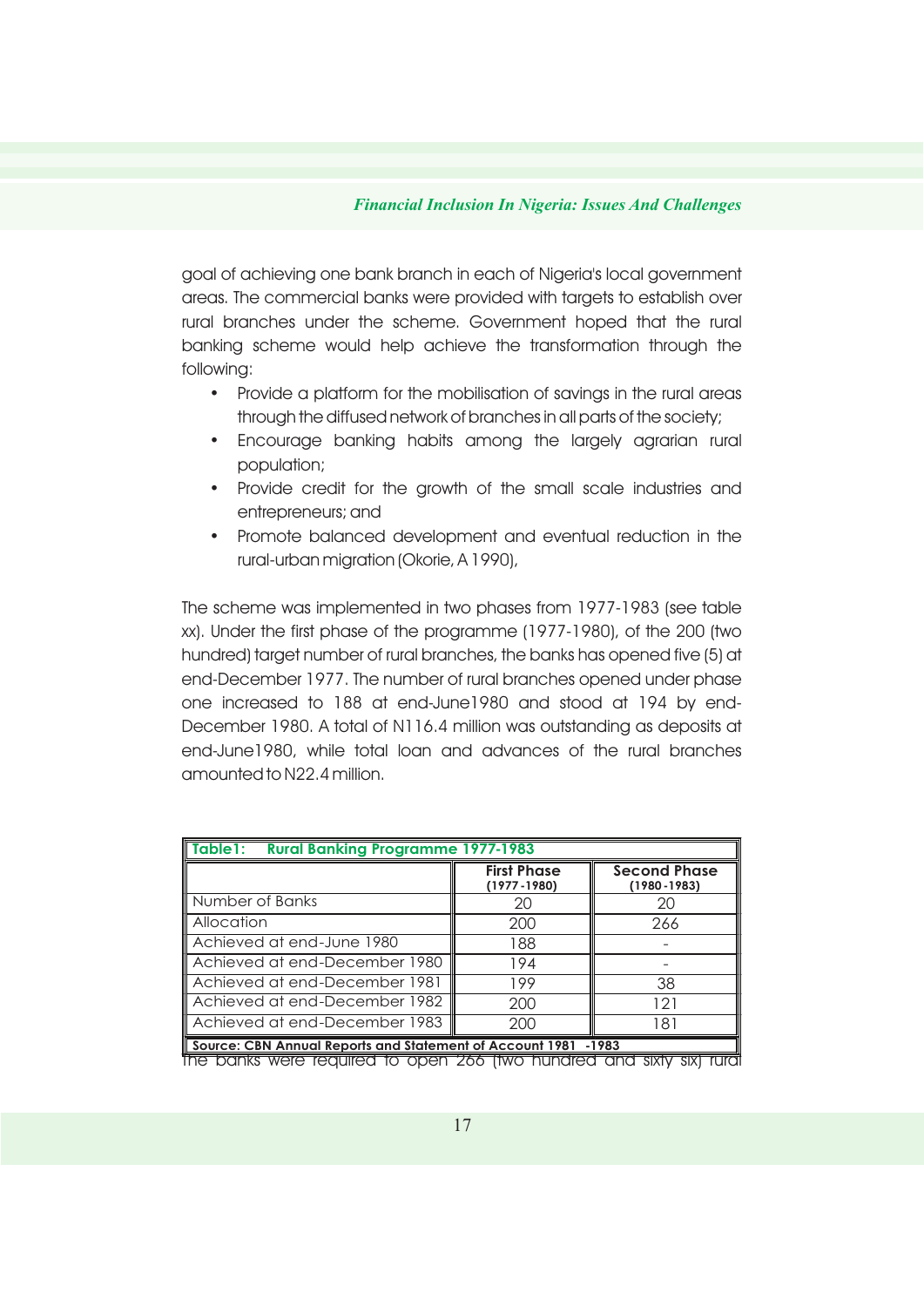goal of achieving one bank branch in each of Nigeria's local government areas. The commercial banks were provided with targets to establish over rural branches under the scheme. Government hoped that the rural banking scheme would help achieve the transformation through the following:

- Provide a platform for the mobilisation of savings in the rural areas through the diffused network of branches in all parts of the society;
- Encourage banking habits among the largely agrarian rural population;
- Provide credit for the growth of the small scale industries and entrepreneurs; and
- Promote balanced development and eventual reduction in the rural-urban migration (Okorie, A 1990),

The scheme was implemented in two phases from 1977-1983 (see table xx). Under the first phase of the programme (1977-1980), of the 200 (two hundred) target number of rural branches, the banks has opened five (5) at end-December 1977. The number of rural branches opened under phase one increased to 188 at end-June1980 and stood at 194 by end-December 1980. A total of N116.4 million was outstanding as deposits at end-June1980, while total loan and advances of the rural branches amounted to N22.4 million.

**Table1: Rural Banking Programme 1977-1983**

| | First Phase (1977-1980) | Second Phase (1980-1983) |
|---|---|---|
| Number of Banks | 20 | 20 |
| Allocation | 200 | 266 |
| Achieved at end-June 1980 | 188 | - |
| Achieved at end-December 1980 | 194 | - |
| Achieved at end-December 1981 | 199 | 38 |
| Achieved at end-December 1982 | 200 | 121 |
| Achieved at end-December 1983 | 200 | 181 |

**Source: CBN Annual Reports and Statement of Account 1981 -1983**

The banks were required to open 266 (two hundred and sixty six) rural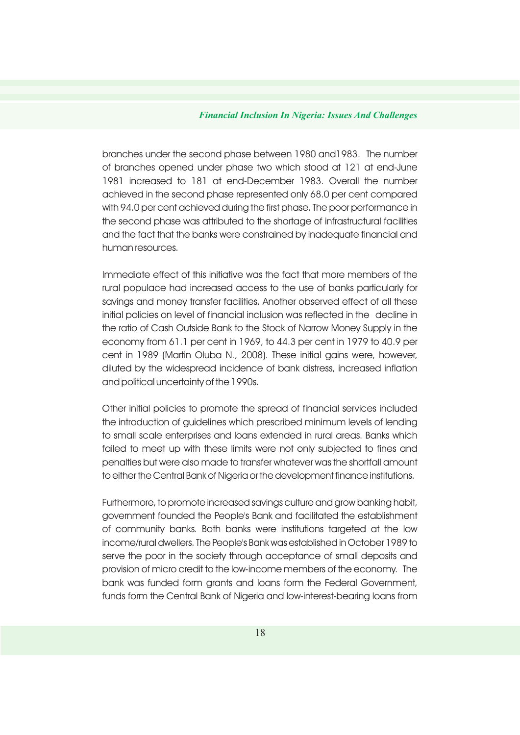branches under the second phase between 1980 and1983. The number of branches opened under phase two which stood at 121 at end-June 1981 increased to 181 at end-December 1983. Overall the number achieved in the second phase represented only 68.0 per cent compared with 94.0 per cent achieved during the first phase. The poor performance in the second phase was attributed to the shortage of infrastructural facilities and the fact that the banks were constrained by inadequate financial and human resources.

Immediate effect of this initiative was the fact that more members of the rural populace had increased access to the use of banks particularly for savings and money transfer facilities. Another observed effect of all these initial policies on level of financial inclusion was reflected in the decline in the ratio of Cash Outside Bank to the Stock of Narrow Money Supply in the economy from 61.1 per cent in 1969, to 44.3 per cent in 1979 to 40.9 per cent in 1989 (Martin Oluba N., 2008). These initial gains were, however, diluted by the widespread incidence of bank distress, increased inflation and political uncertainty of the 1990s.

Other initial policies to promote the spread of financial services included the introduction of guidelines which prescribed minimum levels of lending to small scale enterprises and loans extended in rural areas. Banks which failed to meet up with these limits were not only subjected to fines and penalties but were also made to transfer whatever was the shortfall amount to either the Central Bank of Nigeria or the development finance institutions.

Furthermore, to promote increased savings culture and grow banking habit, government founded the People's Bank and facilitated the establishment of community banks. Both banks were institutions targeted at the low income/rural dwellers. The People's Bank was established in October 1989 to serve the poor in the society through acceptance of small deposits and provision of micro credit to the low-income members of the economy. The bank was funded form grants and loans form the Federal Government, funds form the Central Bank of Nigeria and low-interest-bearing loans from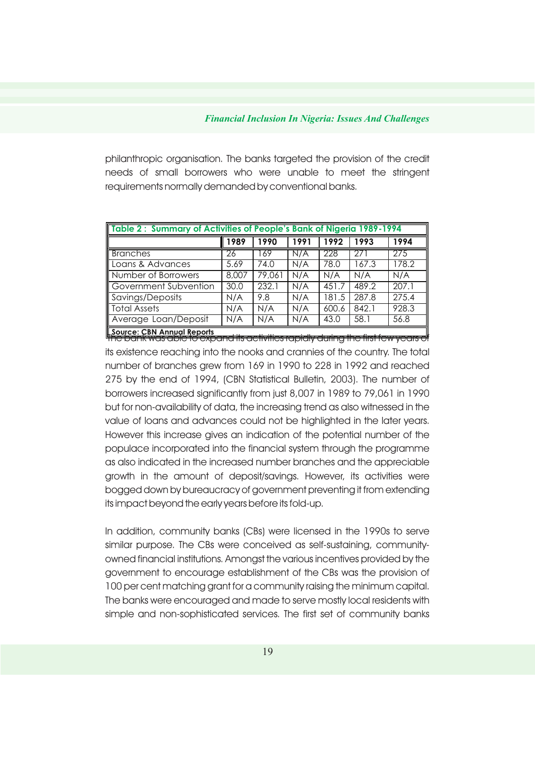philanthropic organisation. The banks targeted the provision of the credit needs of small borrowers who were unable to meet the stringent requirements normally demanded by conventional banks.

**Table 2 : Summary of Activities of People's Bank of Nigeria 1989-1994**

| | 1989 | 1990 | 1991 | 1992 | 1993 | 1994 |
|---|---|---|---|---|---|---|
| Branches | 26 | 169 | N/A | 228 | 271 | 275 |
| Loans & Advances | 5.69 | 74.0 | N/A | 78.0 | 167.3 | 178.2 |
| Number of Borrowers | 8,007 | 79,061 | N/A | N/A | N/A | N/A |
| Government Subvention | 30.0 | 232.1 | N/A | 451.7 | 489.2 | 207.1 |
| Savings/Deposits | N/A | 9.8 | N/A | 181.5 | 287.8 | 275.4 |
| Total Assets | N/A | N/A | N/A | 600.6 | 842.1 | 928.3 |
| Average Loan/Deposit | N/A | N/A | N/A | 43.0 | 58.1 | 56.8 |

**Source: CBN Annual Reports**

The bank was able to expand its activities rapidly during the first few years of its existence reaching into the nooks and crannies of the country. The total number of branches grew from 169 in 1990 to 228 in 1992 and reached 275 by the end of 1994, (CBN Statistical Bulletin, 2003). The number of borrowers increased significantly from just 8,007 in 1989 to 79,061 in 1990 but for non-availability of data, the increasing trend as also witnessed in the value of loans and advances could not be highlighted in the later years. However this increase gives an indication of the potential number of the populace incorporated into the financial system through the programme as also indicated in the increased number branches and the appreciable growth in the amount of deposit/savings. However, its activities were bogged down by bureaucracy of government preventing it from extending its impact beyond the early years before its fold-up.

In addition, community banks (CBs) were licensed in the 1990s to serve similar purpose. The CBs were conceived as self-sustaining, community-owned financial institutions. Amongst the various incentives provided by the government to encourage establishment of the CBs was the provision of 100 per cent matching grant for a community raising the minimum capital. The banks were encouraged and made to serve mostly local residents with simple and non-sophisticated services. The first set of community banks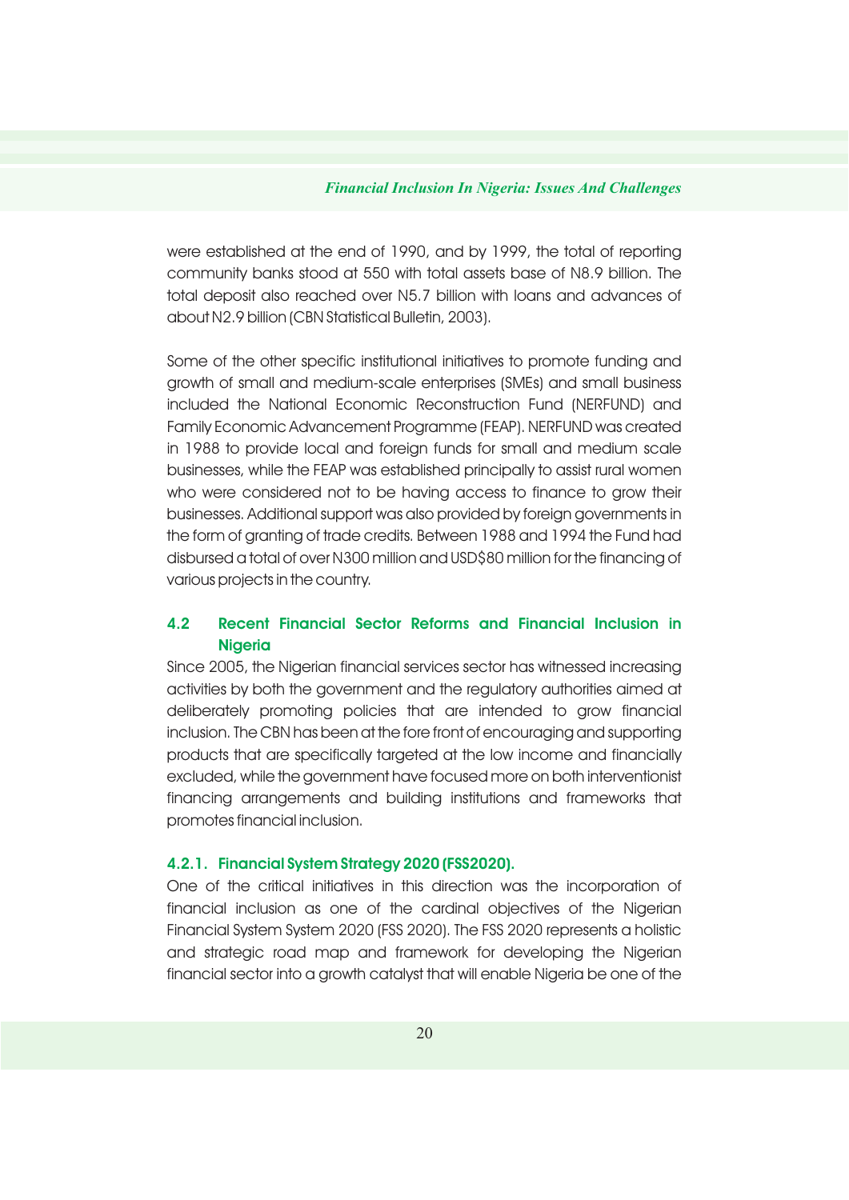were established at the end of 1990, and by 1999, the total of reporting community banks stood at 550 with total assets base of N8.9 billion. The total deposit also reached over N5.7 billion with loans and advances of about N2.9 billion (CBN Statistical Bulletin, 2003).

Some of the other specific institutional initiatives to promote funding and growth of small and medium-scale enterprises (SMEs) and small business included the National Economic Reconstruction Fund (NERFUND) and Family Economic Advancement Programme (FEAP). NERFUND was created in 1988 to provide local and foreign funds for small and medium scale businesses, while the FEAP was established principally to assist rural women who were considered not to be having access to finance to grow their businesses. Additional support was also provided by foreign governments in the form of granting of trade credits. Between 1988 and 1994 the Fund had disbursed a total of over N300 million and USD$80 million for the financing of various projects in the country.

## 4.2 Recent Financial Sector Reforms and Financial Inclusion in Nigeria

Since 2005, the Nigerian financial services sector has witnessed increasing activities by both the government and the regulatory authorities aimed at deliberately promoting policies that are intended to grow financial inclusion. The CBN has been at the fore front of encouraging and supporting products that are specifically targeted at the low income and financially excluded, while the government have focused more on both interventionist financing arrangements and building institutions and frameworks that promotes financial inclusion.

### 4.2.1. Financial System Strategy 2020 (FSS2020).

One of the critical initiatives in this direction was the incorporation of financial inclusion as one of the cardinal objectives of the Nigerian Financial System System 2020 (FSS 2020). The FSS 2020 represents a holistic and strategic road map and framework for developing the Nigerian financial sector into a growth catalyst that will enable Nigeria be one of the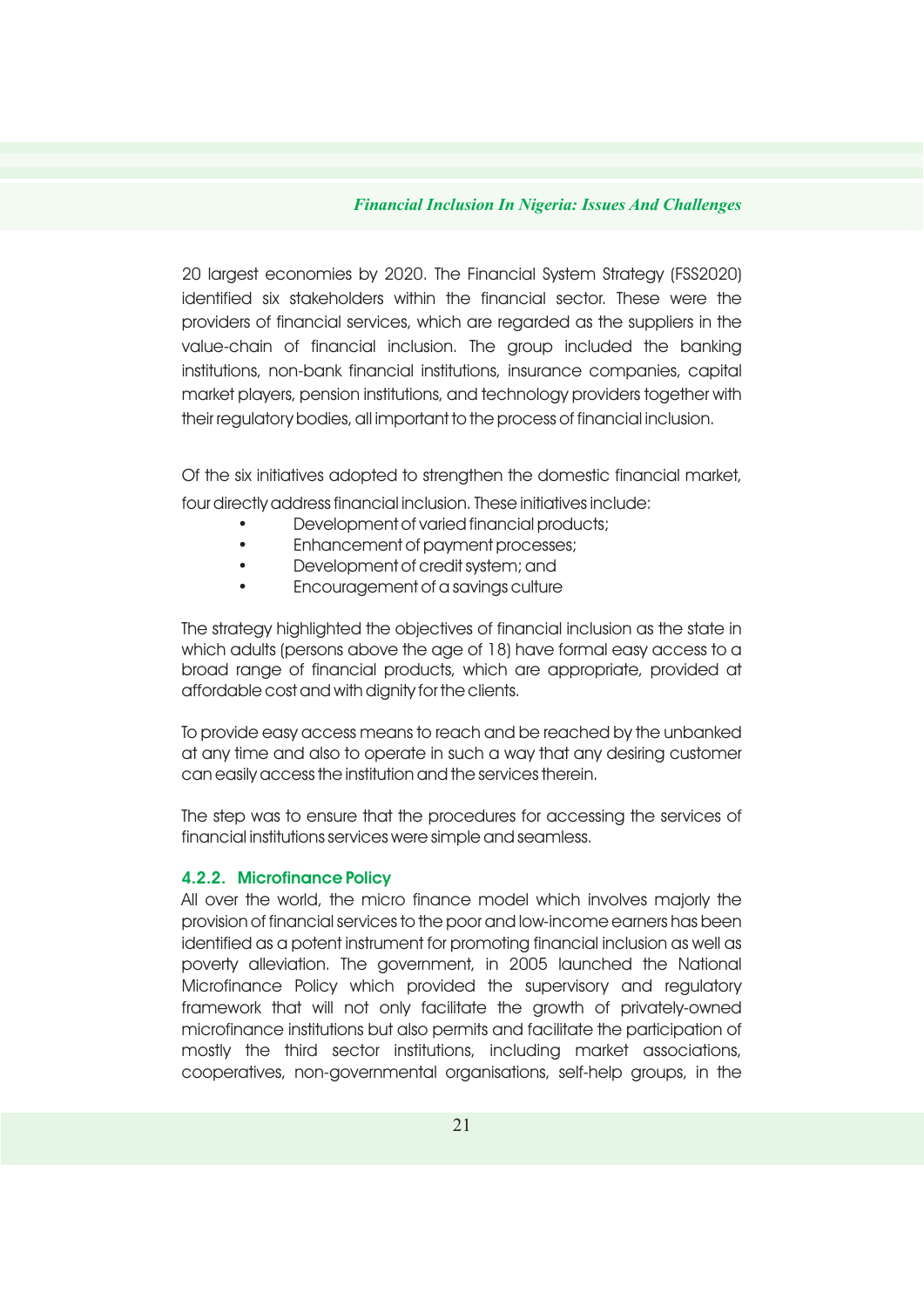20 largest economies by 2020. The Financial System Strategy (FSS2020) identified six stakeholders within the financial sector. These were the providers of financial services, which are regarded as the suppliers in the value-chain of financial inclusion. The group included the banking institutions, non-bank financial institutions, insurance companies, capital market players, pension institutions, and technology providers together with their regulatory bodies, all important to the process of financial inclusion.

Of the six initiatives adopted to strengthen the domestic financial market, four directly address financial inclusion. These initiatives include:

- Development of varied financial products;
- Enhancement of payment processes;
- Development of credit system; and
- Encouragement of a savings culture

The strategy highlighted the objectives of financial inclusion as the state in which adults (persons above the age of 18) have formal easy access to a broad range of financial products, which are appropriate, provided at affordable cost and with dignity for the clients.

To provide easy access means to reach and be reached by the unbanked at any time and also to operate in such a way that any desiring customer can easily access the institution and the services therein.

The step was to ensure that the procedures for accessing the services of financial institutions services were simple and seamless.

### 4.2.2. Microfinance Policy

All over the world, the micro finance model which involves majorly the provision of financial services to the poor and low-income earners has been identified as a potent instrument for promoting financial inclusion as well as poverty alleviation. The government, in 2005 launched the National Microfinance Policy which provided the supervisory and regulatory framework that will not only facilitate the growth of privately-owned microfinance institutions but also permits and facilitate the participation of mostly the third sector institutions, including market associations, cooperatives, non-governmental organisations, self-help groups, in the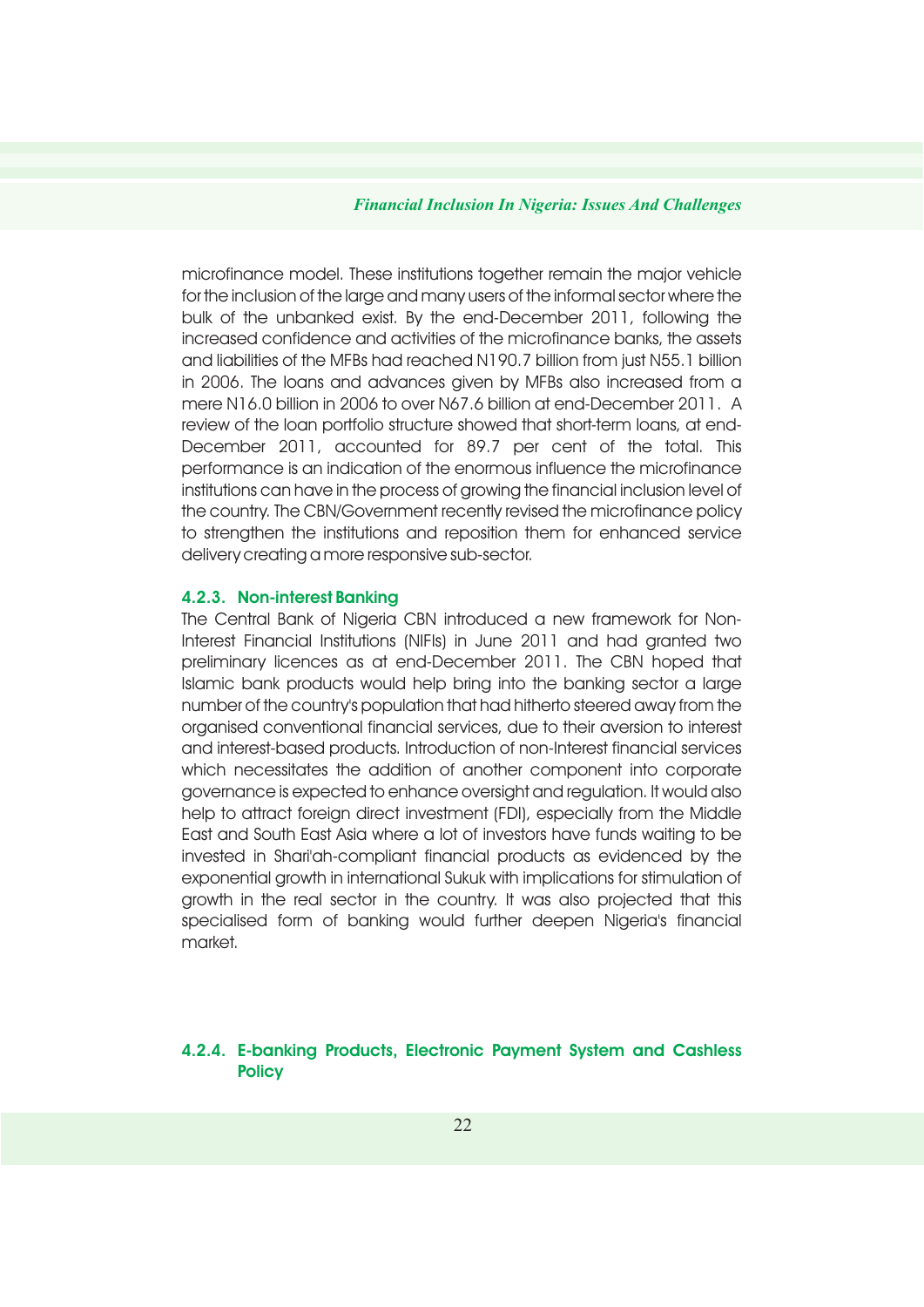microfinance model. These institutions together remain the major vehicle for the inclusion of the large and many users of the informal sector where the bulk of the unbanked exist. By the end-December 2011, following the increased confidence and activities of the microfinance banks, the assets and liabilities of the MFBs had reached N190.7 billion from just N55.1 billion in 2006. The loans and advances given by MFBs also increased from a mere N16.0 billion in 2006 to over N67.6 billion at end-December 2011. A review of the loan portfolio structure showed that short-term loans, at end-December 2011, accounted for 89.7 per cent of the total. This performance is an indication of the enormous influence the microfinance institutions can have in the process of growing the financial inclusion level of the country. The CBN/Government recently revised the microfinance policy to strengthen the institutions and reposition them for enhanced service delivery creating a more responsive sub-sector.

#### 4.2.3. Non-interest Banking

The Central Bank of Nigeria CBN introduced a new framework for Non-Interest Financial Institutions (NIFIs) in June 2011 and had granted two preliminary licences as at end-December 2011. The CBN hoped that Islamic bank products would help bring into the banking sector a large number of the country's population that had hitherto steered away from the organised conventional financial services, due to their aversion to interest and interest-based products. Introduction of non-Interest financial services which necessitates the addition of another component into corporate governance is expected to enhance oversight and regulation. It would also help to attract foreign direct investment (FDI), especially from the Middle East and South East Asia where a lot of investors have funds waiting to be invested in Shari'ah-compliant financial products as evidenced by the exponential growth in international Sukuk with implications for stimulation of growth in the real sector in the country. It was also projected that this specialised form of banking would further deepen Nigeria's financial market.

#### 4.2.4. E-banking Products, Electronic Payment System and Cashless Policy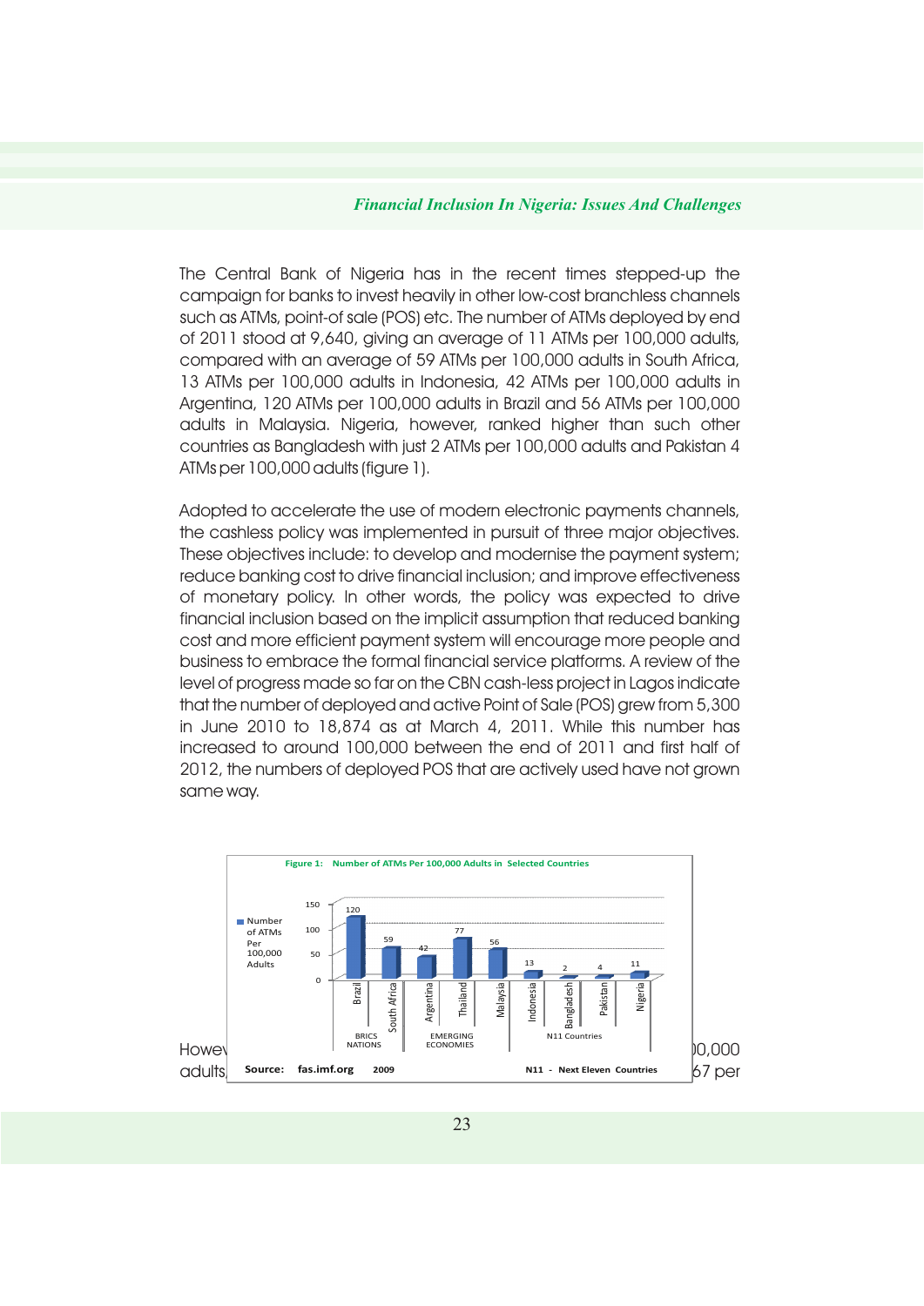The Central Bank of Nigeria has in the recent times stepped-up the campaign for banks to invest heavily in other low-cost branchless channels such as ATMs, point-of sale (POS) etc. The number of ATMs deployed by end of 2011 stood at 9,640, giving an average of 11 ATMs per 100,000 adults, compared with an average of 59 ATMs per 100,000 adults in South Africa, 13 ATMs per 100,000 adults in Indonesia, 42 ATMs per 100,000 adults in Argentina, 120 ATMs per 100,000 adults in Brazil and 56 ATMs per 100,000 adults in Malaysia. Nigeria, however, ranked higher than such other countries as Bangladesh with just 2 ATMs per 100,000 adults and Pakistan 4 ATMs per 100,000 adults (figure 1).

Adopted to accelerate the use of modern electronic payments channels, the cashless policy was implemented in pursuit of three major objectives. These objectives include: to develop and modernise the payment system; reduce banking cost to drive financial inclusion; and improve effectiveness of monetary policy. In other words, the policy was expected to drive financial inclusion based on the implicit assumption that reduced banking cost and more efficient payment system will encourage more people and business to embrace the formal financial service platforms. A review of the level of progress made so far on the CBN cash-less project in Lagos indicate that the number of deployed and active Point of Sale (POS) grew from 5,300 in June 2010 to 18,874 as at March 4, 2011. While this number has increased to around 100,000 between the end of 2011 and first half of 2012, the numbers of deployed POS that are actively used have not grown same way.

**Figure 1: Number of ATMs Per 100,000 Adults in Selected Countries**

| Group | Country | Number of ATMs Per 100,000 Adults |
|---|---|---|
| BRICS NATIONS | Brazil | 120 |
| | South Africa | 59 |
| EMERGING ECONOMIES | Argentina | 42 |
| | Thailand | 77 |
| | Malaysia | 56 |
| N11 Countries | Indonesia | 13 |
| | Bangladesh | 2 |
| | Pakistan | 4 |
| | Nigeria | 11 |

**Source: fas.imf.org 2009** **N11 - Next Eleven Countries**

Howev[...]0,000 adults[...]67 per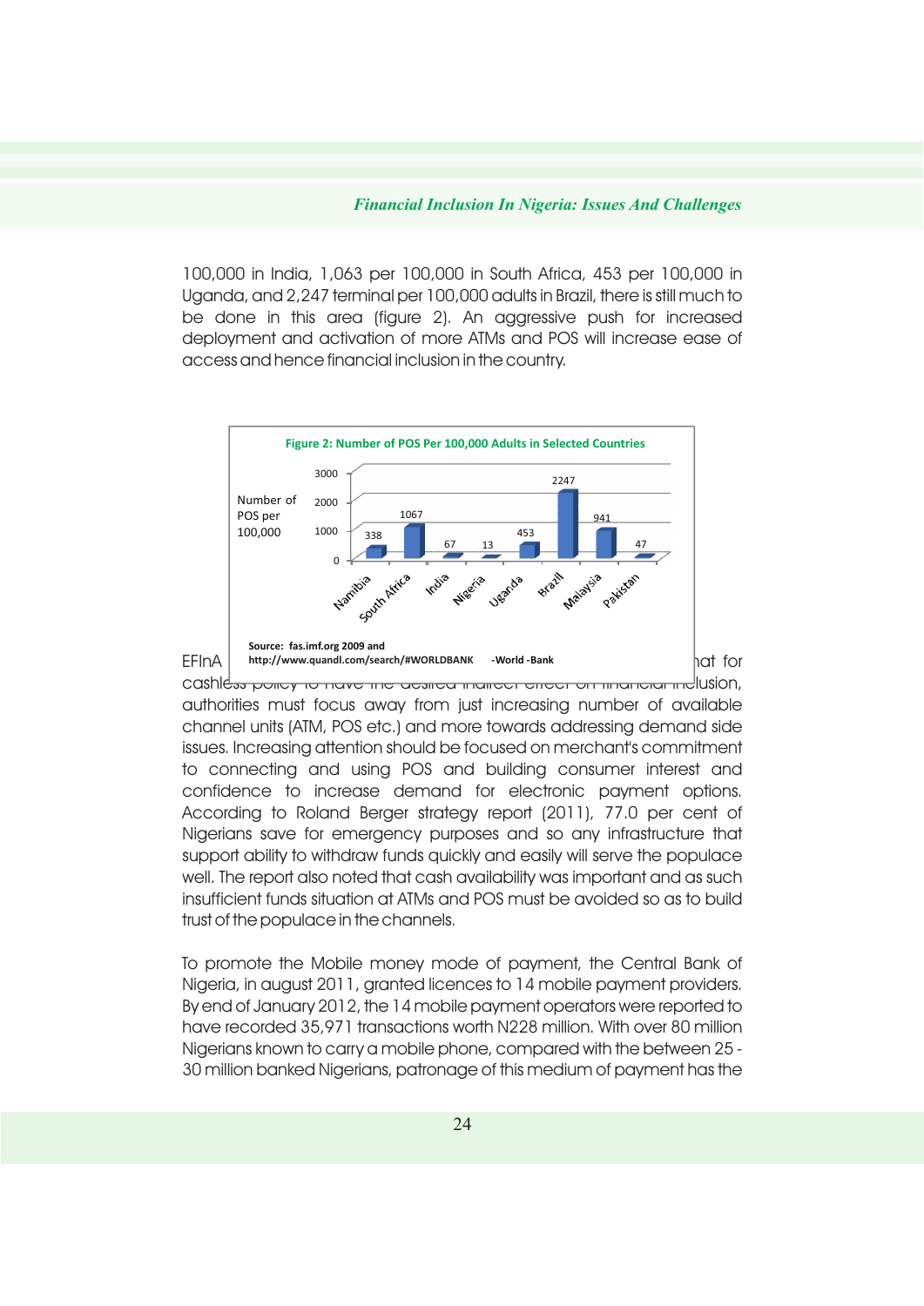100,000 in India, 1,063 per 100,000 in South Africa, 453 per 100,000 in Uganda, and 2,247 terminal per 100,000 adults in Brazil, there is still much to be done in this area (figure 2). An aggressive push for increased deployment and activation of more ATMs and POS will increase ease of access and hence financial inclusion in the country.

**Figure 2: Number of POS Per 100,000 Adults in Selected Countries**

| Country | Number of POS per 100,000 |
|---|---|
| Namibia | 338 |
| South Africa | 1067 |
| India | 67 |
| Nigeria | 13 |
| Uganda | 453 |
| Brazil | 2247 |
| Malaysia | 941 |
| Pakistan | 47 |

Source: fas.imf.org 2009 and http://www.quandl.com/search/#WORLDBANK -World -Bank

EFInA ... hat for cashless policy to have the desired indirect effect on financial inclusion, authorities must focus away from just increasing number of available channel units (ATM, POS etc.) and more towards addressing demand side issues. Increasing attention should be focused on merchant's commitment to connecting and using POS and building consumer interest and confidence to increase demand for electronic payment options. According to Roland Berger strategy report (2011), 77.0 per cent of Nigerians save for emergency purposes and so any infrastructure that support ability to withdraw funds quickly and easily will serve the populace well. The report also noted that cash availability was important and as such insufficient funds situation at ATMs and POS must be avoided so as to build trust of the populace in the channels.

To promote the Mobile money mode of payment, the Central Bank of Nigeria, in august 2011, granted licences to 14 mobile payment providers. By end of January 2012, the 14 mobile payment operators were reported to have recorded 35,971 transactions worth N228 million. With over 80 million Nigerians known to carry a mobile phone, compared with the between 25 - 30 million banked Nigerians, patronage of this medium of payment has the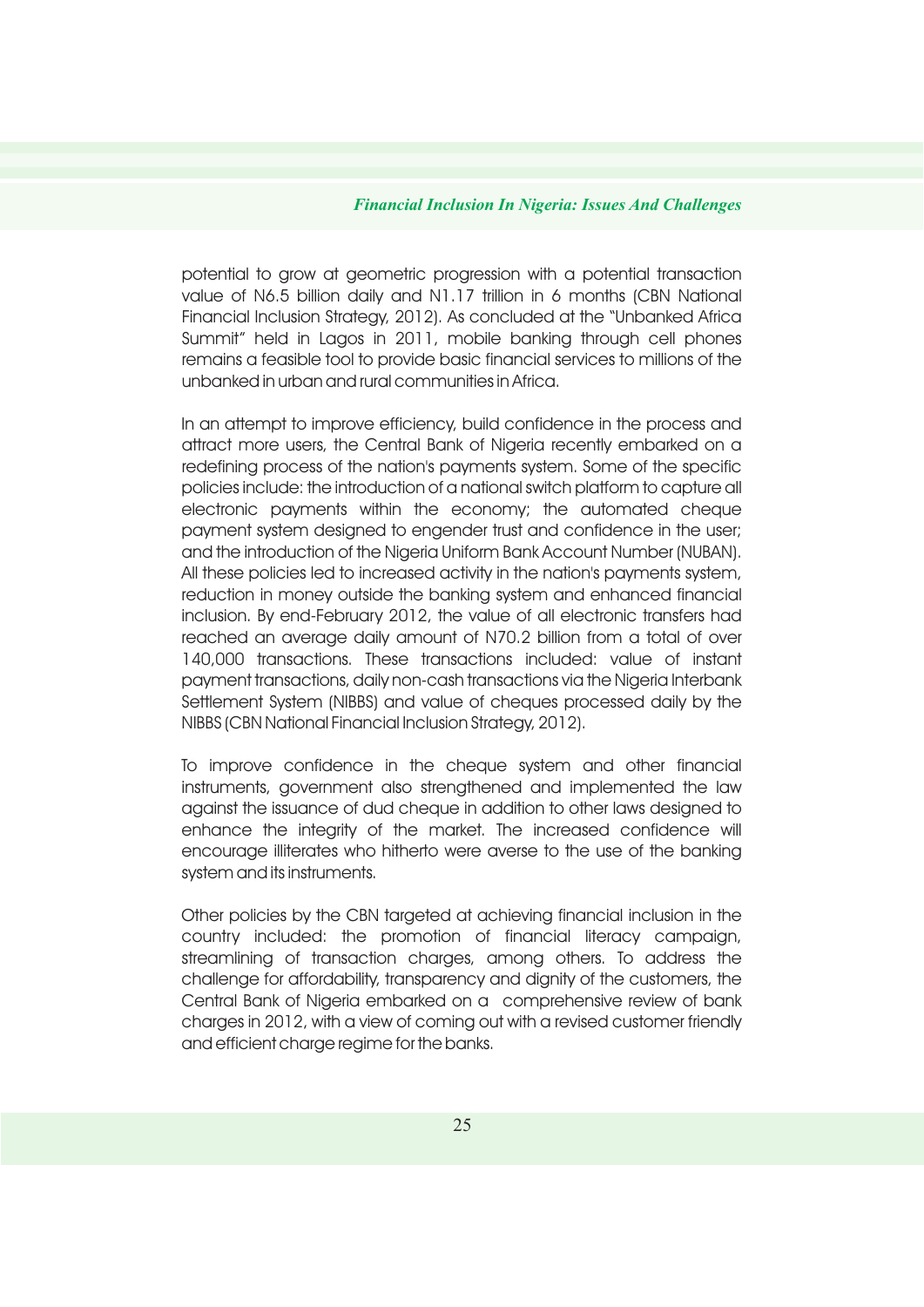potential to grow at geometric progression with a potential transaction value of N6.5 billion daily and N1.17 trillion in 6 months (CBN National Financial Inclusion Strategy, 2012). As concluded at the "Unbanked Africa Summit" held in Lagos in 2011, mobile banking through cell phones remains a feasible tool to provide basic financial services to millions of the unbanked in urban and rural communities in Africa.

In an attempt to improve efficiency, build confidence in the process and attract more users, the Central Bank of Nigeria recently embarked on a redefining process of the nation's payments system. Some of the specific policies include: the introduction of a national switch platform to capture all electronic payments within the economy; the automated cheque payment system designed to engender trust and confidence in the user; and the introduction of the Nigeria Uniform Bank Account Number (NUBAN). All these policies led to increased activity in the nation's payments system, reduction in money outside the banking system and enhanced financial inclusion. By end-February 2012, the value of all electronic transfers had reached an average daily amount of N70.2 billion from a total of over 140,000 transactions. These transactions included: value of instant payment transactions, daily non-cash transactions via the Nigeria Interbank Settlement System (NIBBS) and value of cheques processed daily by the NIBBS (CBN National Financial Inclusion Strategy, 2012).

To improve confidence in the cheque system and other financial instruments, government also strengthened and implemented the law against the issuance of dud cheque in addition to other laws designed to enhance the integrity of the market. The increased confidence will encourage illiterates who hitherto were averse to the use of the banking system and its instruments.

Other policies by the CBN targeted at achieving financial inclusion in the country included: the promotion of financial literacy campaign, streamlining of transaction charges, among others. To address the challenge for affordability, transparency and dignity of the customers, the Central Bank of Nigeria embarked on a comprehensive review of bank charges in 2012, with a view of coming out with a revised customer friendly and efficient charge regime for the banks.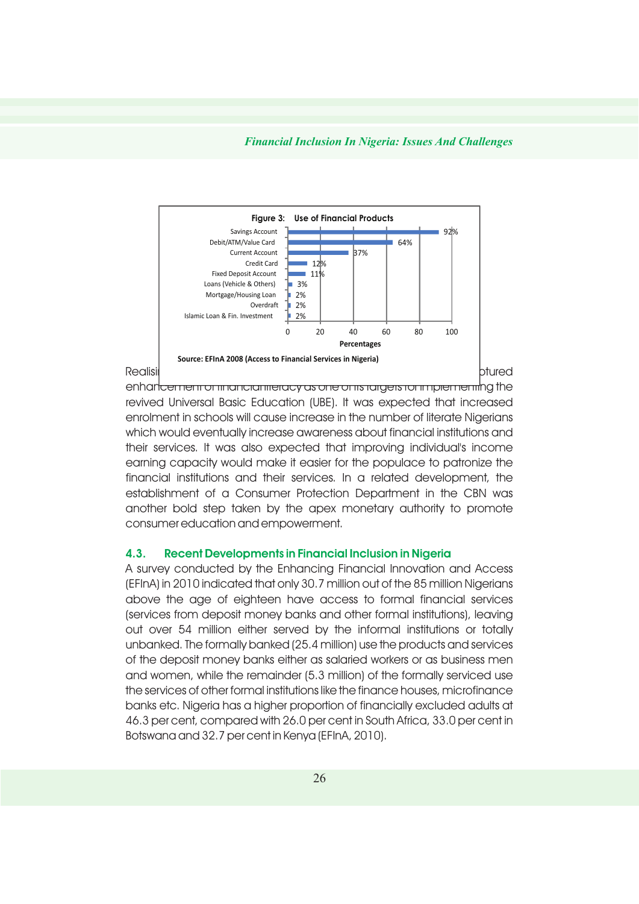**Figure 3: Use of Financial Products**

| Product | Percentage |
|---|---|
| Savings Account | 92% |
| Debit/ATM/Value Card | 64% |
| Current Account | 37% |
| Credit Card | 12% |
| Fixed Deposit Account | 11% |
| Loans (Vehicle & Others) | 3% |
| Mortgage/Housing Loan | 2% |
| Overdraft | 2% |
| Islamic Loan & Fin. Investment | 2% |

Source: EFInA 2008 (Access to Financial Services in Nigeria)

Realisi... ...ptured enhancement of financial literacy as one of its targets for implementing the revived Universal Basic Education (UBE). It was expected that increased enrolment in schools will cause increase in the number of literate Nigerians which would eventually increase awareness about financial institutions and their services. It was also expected that improving individual's income earning capacity would make it easier for the populace to patronize the financial institutions and their services. In a related development, the establishment of a Consumer Protection Department in the CBN was another bold step taken by the apex monetary authority to promote consumer education and empowerment.

### 4.3. Recent Developments in Financial Inclusion in Nigeria

A survey conducted by the Enhancing Financial Innovation and Access (EFInA) in 2010 indicated that only 30.7 million out of the 85 million Nigerians above the age of eighteen have access to formal financial services (services from deposit money banks and other formal institutions), leaving out over 54 million either served by the informal institutions or totally unbanked. The formally banked (25.4 million) use the products and services of the deposit money banks either as salaried workers or as business men and women, while the remainder (5.3 million) of the formally serviced use the services of other formal institutions like the finance houses, microfinance banks etc. Nigeria has a higher proportion of financially excluded adults at 46.3 per cent, compared with 26.0 per cent in South Africa, 33.0 per cent in Botswana and 32.7 per cent in Kenya (EFInA, 2010).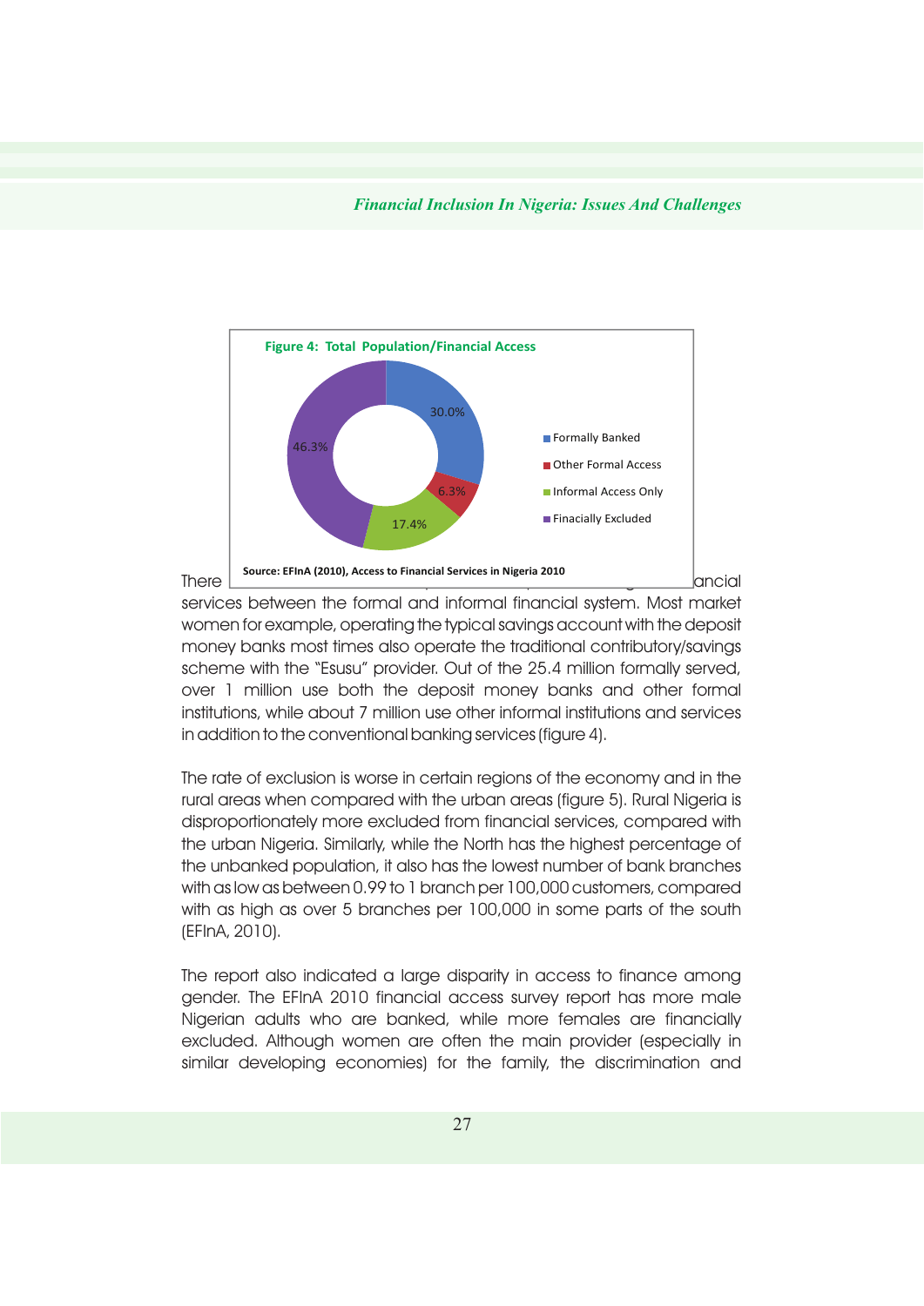**Figure 4: Total Population/Financial Access**

| Category | Share |
|---|---|
| Formally Banked | 30.0% |
| Other Formal Access | 6.3% |
| Informal Access Only | 17.4% |
| Finacially Excluded | 46.3% |

Source: EFInA (2010), Access to Financial Services in Nigeria 2010

There ... ancial services between the formal and informal financial system. Most market women for example, operating the typical savings account with the deposit money banks most times also operate the traditional contributory/savings scheme with the "Esusu" provider. Out of the 25.4 million formally served, over 1 million use both the deposit money banks and other formal institutions, while about 7 million use other informal institutions and services in addition to the conventional banking services (figure 4).

The rate of exclusion is worse in certain regions of the economy and in the rural areas when compared with the urban areas (figure 5). Rural Nigeria is disproportionately more excluded from financial services, compared with the urban Nigeria. Similarly, while the North has the highest percentage of the unbanked population, it also has the lowest number of bank branches with as low as between 0.99 to 1 branch per 100,000 customers, compared with as high as over 5 branches per 100,000 in some parts of the south (EFInA, 2010).

The report also indicated a large disparity in access to finance among gender. The EFInA 2010 financial access survey report has more male Nigerian adults who are banked, while more females are financially excluded. Although women are often the main provider (especially in similar developing economies) for the family, the discrimination and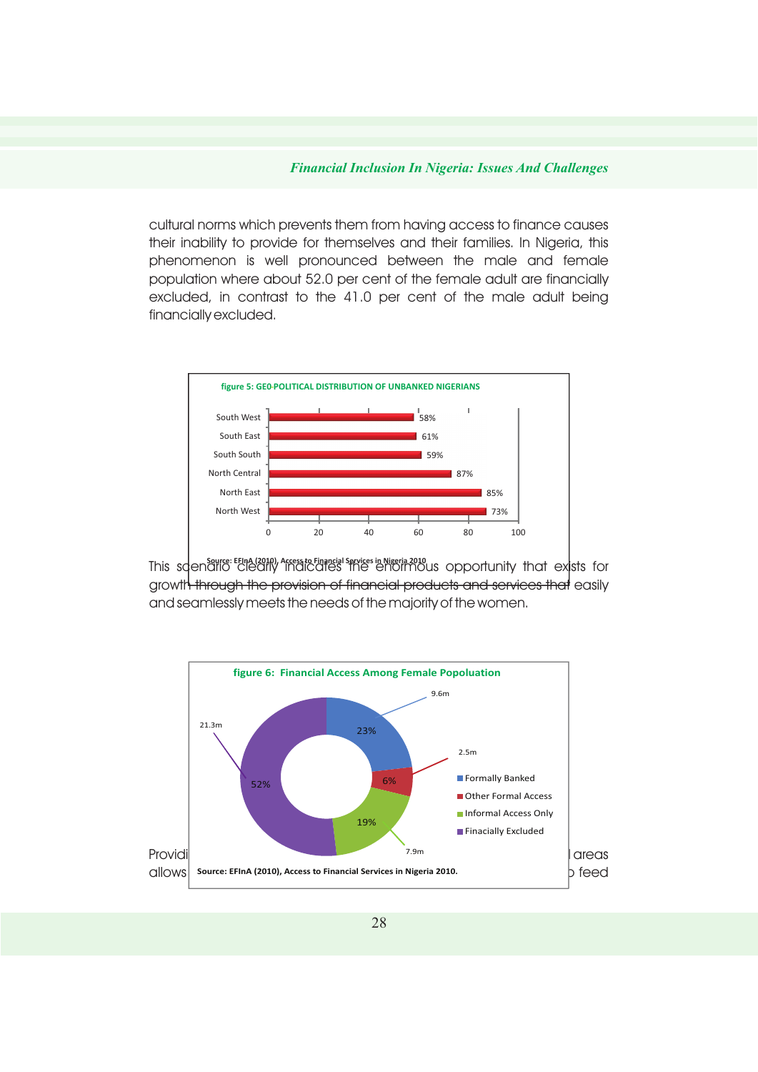cultural norms which prevents them from having access to finance causes their inability to provide for themselves and their families. In Nigeria, this phenomenon is well pronounced between the male and female population where about 52.0 per cent of the female adult are financially excluded, in contrast to the 41.0 per cent of the male adult being financially excluded.

**figure 5: GE0-POLITICAL DISTRIBUTION OF UNBANKED NIGERIANS**

| Region | Unbanked |
|---|---|
| South West | 58% |
| South East | 61% |
| South South | 59% |
| North Central | 87% |
| North East | 85% |
| North West | 73% |

Source: EFInA (2010), Access to Financial Services in Nigeria 2010

This scenario clearly indicates the enormous opportunity that exists for growth through the provision of financial products and services that easily and seamlessly meets the needs of the majority of the women.

**figure 6: Financial Access Among Female Popoluation**

| Category | Share | Number |
|---|---|---|
| Formally Banked | 23% | 9.6m |
| Other Formal Access | 6% | 2.5m |
| Informal Access Only | 19% | 7.9m |
| Finacially Excluded | 52% | 21.3m |

Source: EFInA (2010), Access to Financial Services in Nigeria 2010.

Providi ... areas allows ... feed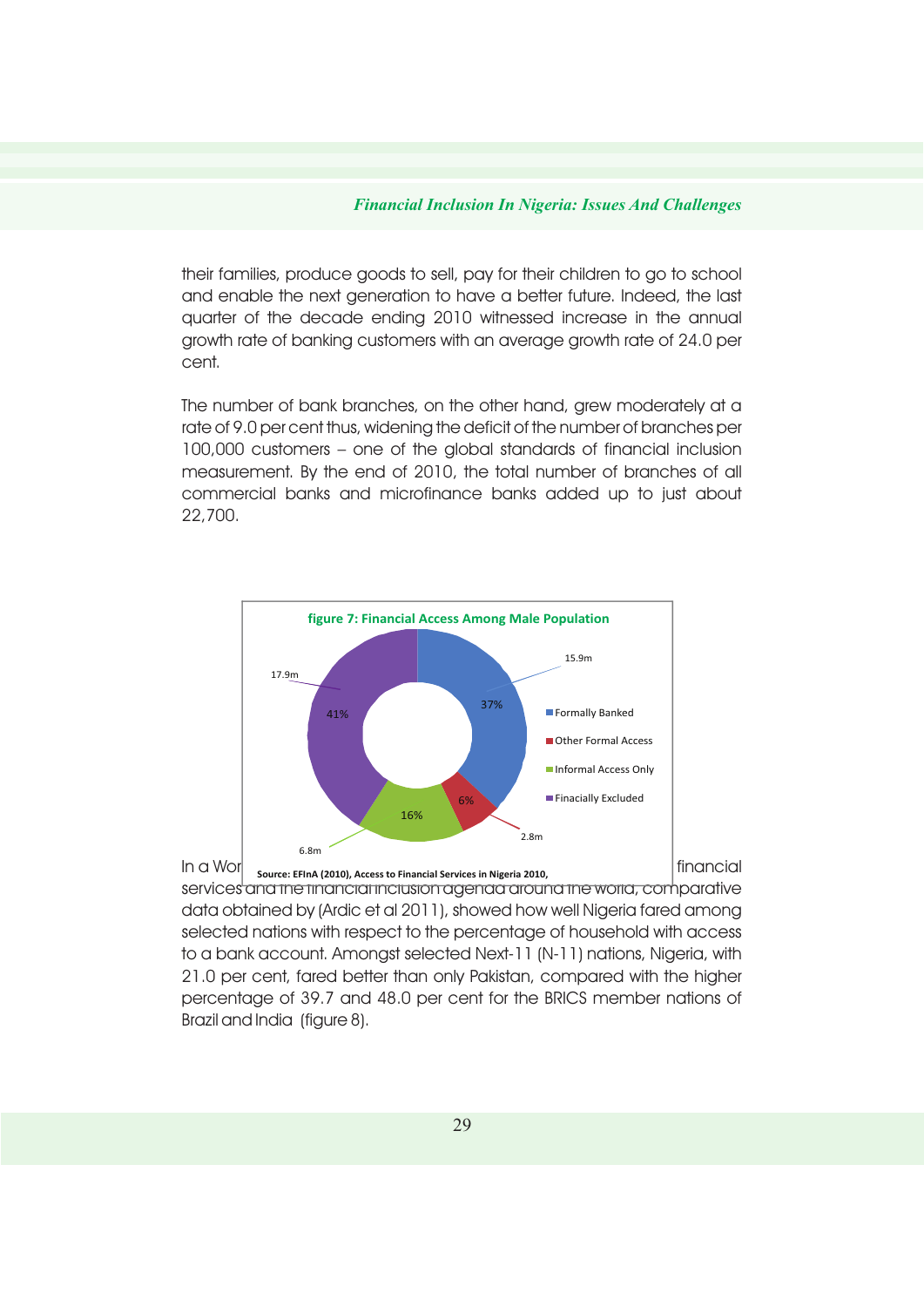their families, produce goods to sell, pay for their children to go to school and enable the next generation to have a better future. Indeed, the last quarter of the decade ending 2010 witnessed increase in the annual growth rate of banking customers with an average growth rate of 24.0 per cent.

The number of bank branches, on the other hand, grew moderately at a rate of 9.0 per cent thus, widening the deficit of the number of branches per 100,000 customers – one of the global standards of financial inclusion measurement. By the end of 2010, the total number of branches of all commercial banks and microfinance banks added up to just about 22,700.

**figure 7: Financial Access Among Male Population**

| Category | Number | Percentage |
|---|---|---|
| Formally Banked | 15.9m | 37% |
| Other Formal Access | 2.8m | 6% |
| Informal Access Only | 6.8m | 16% |
| Finacially Excluded | 17.9m | 41% |

Source: EFInA (2010), Access to Financial Services in Nigeria 2010,

In a Wor... financial services and the financial inclusion agenda around the world, comparative data obtained by (Ardic et al 2011), showed how well Nigeria fared among selected nations with respect to the percentage of household with access to a bank account. Amongst selected Next-11 (N-11) nations, Nigeria, with 21.0 per cent, fared better than only Pakistan, compared with the higher percentage of 39.7 and 48.0 per cent for the BRICS member nations of Brazil and India (figure 8).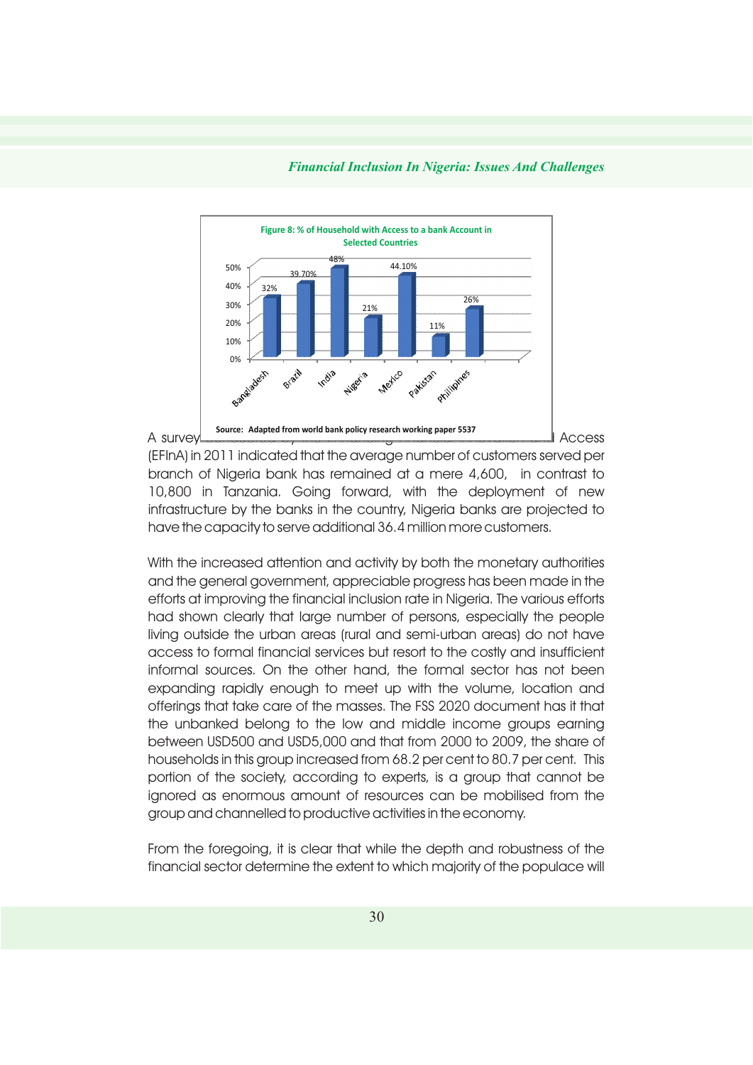Figure 8: % of Household with Access to a bank Account in Selected Countries

| Country | % of Household |
|---|---|
| Bangladesh | 32% |
| Brazil | 39.70% |
| India | 48% |
| Nigeria | 21% |
| Mexico | 44.10% |
| Pakistan | 11% |
| Phillipines | 26% |

Source: Adapted from world bank policy research working paper 5537

A survey ... Access (EFInA) in 2011 indicated that the average number of customers served per branch of Nigeria bank has remained at a mere 4,600, in contrast to 10,800 in Tanzania. Going forward, with the deployment of new infrastructure by the banks in the country, Nigeria banks are projected to have the capacity to serve additional 36.4 million more customers.

With the increased attention and activity by both the monetary authorities and the general government, appreciable progress has been made in the efforts at improving the financial inclusion rate in Nigeria. The various efforts had shown clearly that large number of persons, especially the people living outside the urban areas (rural and semi-urban areas) do not have access to formal financial services but resort to the costly and insufficient informal sources. On the other hand, the formal sector has not been expanding rapidly enough to meet up with the volume, location and offerings that take care of the masses. The FSS 2020 document has it that the unbanked belong to the low and middle income groups earning between USD500 and USD5,000 and that from 2000 to 2009, the share of households in this group increased from 68.2 per cent to 80.7 per cent. This portion of the society, according to experts, is a group that cannot be ignored as enormous amount of resources can be mobilised from the group and channelled to productive activities in the economy.

From the foregoing, it is clear that while the depth and robustness of the financial sector determine the extent to which majority of the populace will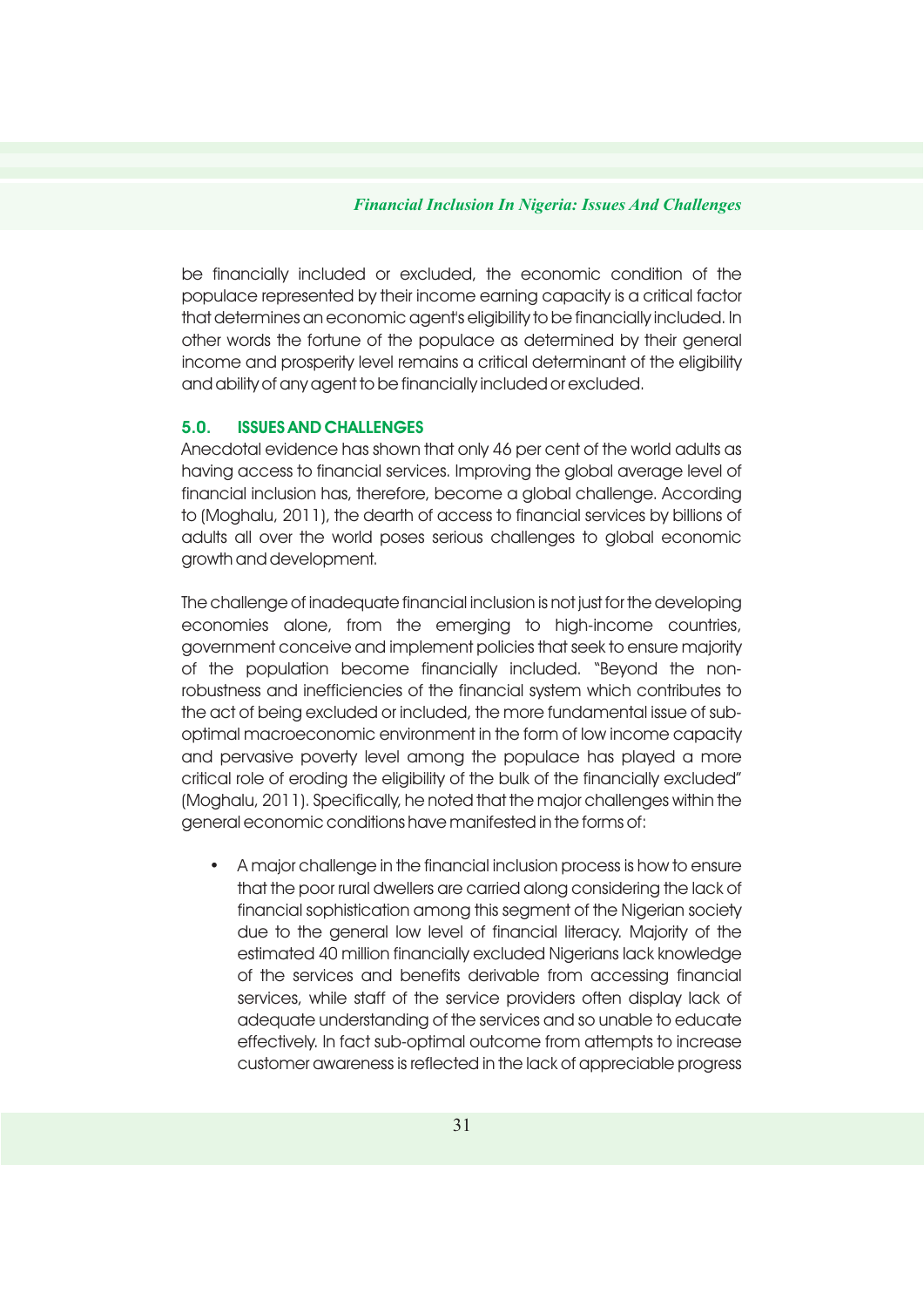be financially included or excluded, the economic condition of the populace represented by their income earning capacity is a critical factor that determines an economic agent's eligibility to be financially included. In other words the fortune of the populace as determined by their general income and prosperity level remains a critical determinant of the eligibility and ability of any agent to be financially included or excluded.

## 5.0. ISSUES AND CHALLENGES

Anecdotal evidence has shown that only 46 per cent of the world adults as having access to financial services. Improving the global average level of financial inclusion has, therefore, become a global challenge. According to (Moghalu, 2011), the dearth of access to financial services by billions of adults all over the world poses serious challenges to global economic growth and development.

The challenge of inadequate financial inclusion is not just for the developing economies alone, from the emerging to high-income countries, government conceive and implement policies that seek to ensure majority of the population become financially included. "Beyond the non-robustness and inefficiencies of the financial system which contributes to the act of being excluded or included, the more fundamental issue of sub-optimal macroeconomic environment in the form of low income capacity and pervasive poverty level among the populace has played a more critical role of eroding the eligibility of the bulk of the financially excluded" (Moghalu, 2011). Specifically, he noted that the major challenges within the general economic conditions have manifested in the forms of:

- A major challenge in the financial inclusion process is how to ensure that the poor rural dwellers are carried along considering the lack of financial sophistication among this segment of the Nigerian society due to the general low level of financial literacy. Majority of the estimated 40 million financially excluded Nigerians lack knowledge of the services and benefits derivable from accessing financial services, while staff of the service providers often display lack of adequate understanding of the services and so unable to educate effectively. In fact sub-optimal outcome from attempts to increase customer awareness is reflected in the lack of appreciable progress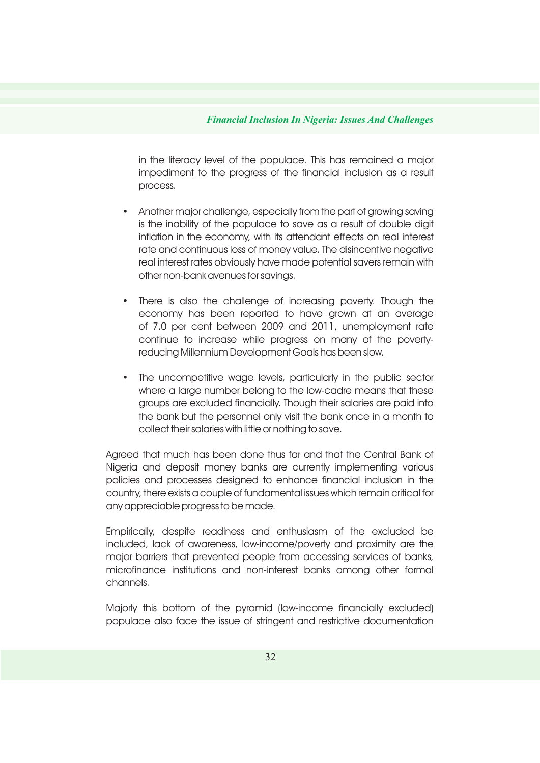in the literacy level of the populace. This has remained a major impediment to the progress of the financial inclusion as a result process.

- Another major challenge, especially from the part of growing saving is the inability of the populace to save as a result of double digit inflation in the economy, with its attendant effects on real interest rate and continuous loss of money value. The disincentive negative real interest rates obviously have made potential savers remain with other non-bank avenues for savings.

- There is also the challenge of increasing poverty. Though the economy has been reported to have grown at an average of 7.0 per cent between 2009 and 2011, unemployment rate continue to increase while progress on many of the poverty-reducing Millennium Development Goals has been slow.

- The uncompetitive wage levels, particularly in the public sector where a large number belong to the low-cadre means that these groups are excluded financially. Though their salaries are paid into the bank but the personnel only visit the bank once in a month to collect their salaries with little or nothing to save.

Agreed that much has been done thus far and that the Central Bank of Nigeria and deposit money banks are currently implementing various policies and processes designed to enhance financial inclusion in the country, there exists a couple of fundamental issues which remain critical for any appreciable progress to be made.

Empirically, despite readiness and enthusiasm of the excluded be included, lack of awareness, low-income/poverty and proximity are the major barriers that prevented people from accessing services of banks, microfinance institutions and non-interest banks among other formal channels.

Majorly this bottom of the pyramid (low-income financially excluded) populace also face the issue of stringent and restrictive documentation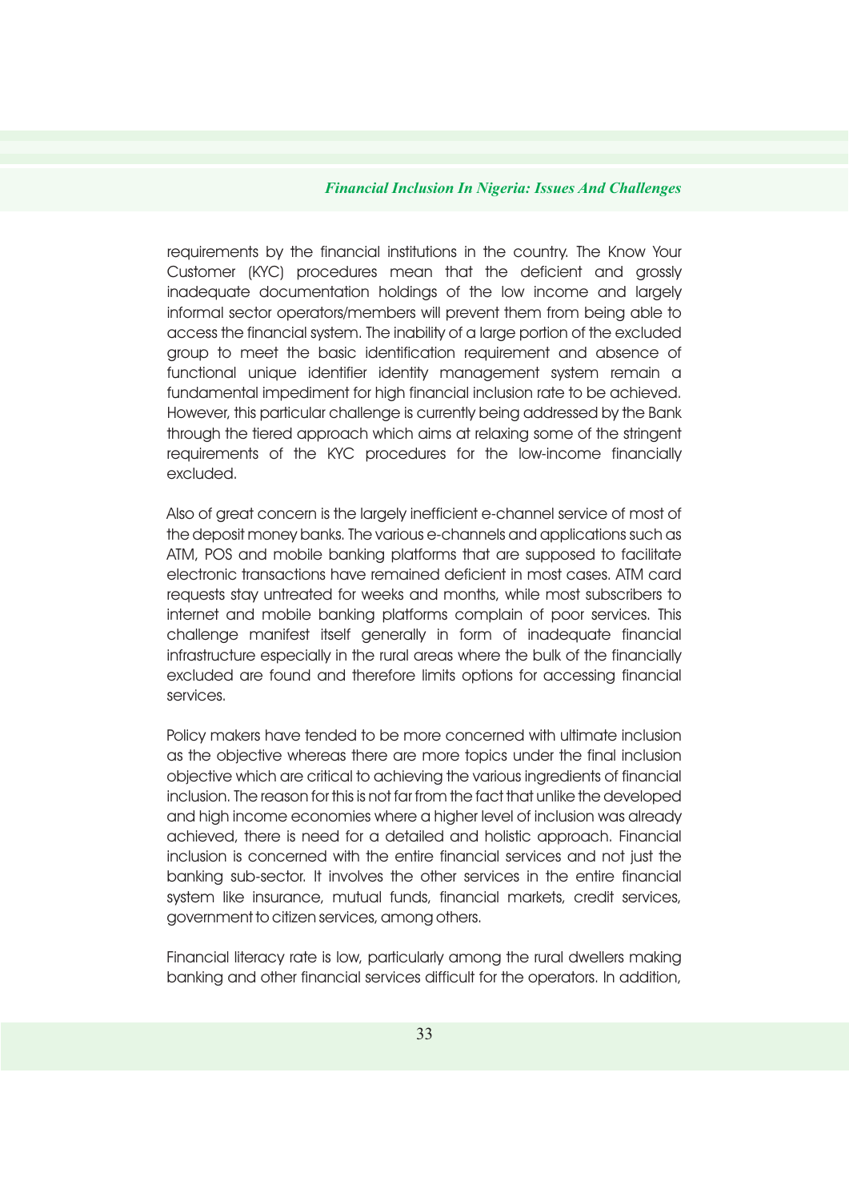requirements by the financial institutions in the country. The Know Your Customer (KYC) procedures mean that the deficient and grossly inadequate documentation holdings of the low income and largely informal sector operators/members will prevent them from being able to access the financial system. The inability of a large portion of the excluded group to meet the basic identification requirement and absence of functional unique identifier identity management system remain a fundamental impediment for high financial inclusion rate to be achieved. However, this particular challenge is currently being addressed by the Bank through the tiered approach which aims at relaxing some of the stringent requirements of the KYC procedures for the low-income financially excluded.

Also of great concern is the largely inefficient e-channel service of most of the deposit money banks. The various e-channels and applications such as ATM, POS and mobile banking platforms that are supposed to facilitate electronic transactions have remained deficient in most cases. ATM card requests stay untreated for weeks and months, while most subscribers to internet and mobile banking platforms complain of poor services. This challenge manifest itself generally in form of inadequate financial infrastructure especially in the rural areas where the bulk of the financially excluded are found and therefore limits options for accessing financial services.

Policy makers have tended to be more concerned with ultimate inclusion as the objective whereas there are more topics under the final inclusion objective which are critical to achieving the various ingredients of financial inclusion. The reason for this is not far from the fact that unlike the developed and high income economies where a higher level of inclusion was already achieved, there is need for a detailed and holistic approach. Financial inclusion is concerned with the entire financial services and not just the banking sub-sector. It involves the other services in the entire financial system like insurance, mutual funds, financial markets, credit services, government to citizen services, among others.

Financial literacy rate is low, particularly among the rural dwellers making banking and other financial services difficult for the operators. In addition,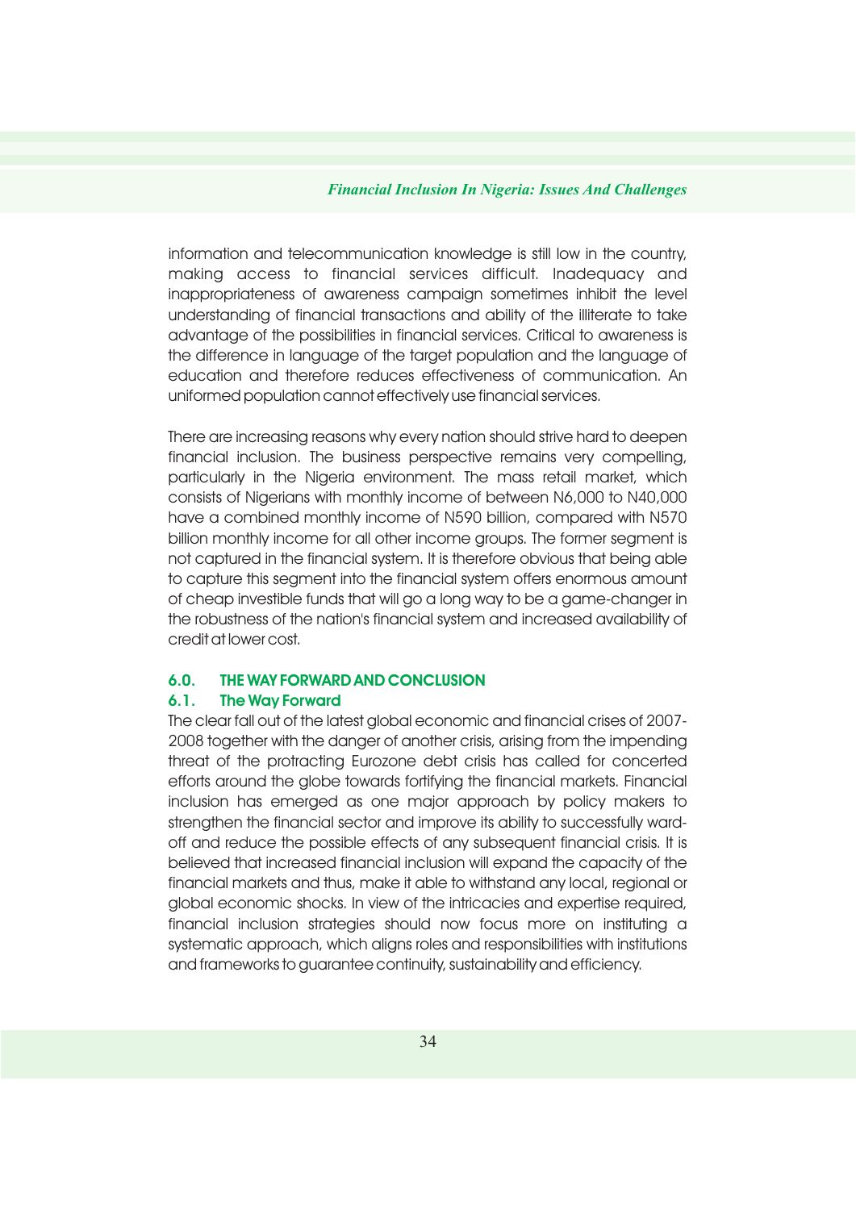information and telecommunication knowledge is still low in the country, making access to financial services difficult. Inadequacy and inappropriateness of awareness campaign sometimes inhibit the level understanding of financial transactions and ability of the illiterate to take advantage of the possibilities in financial services. Critical to awareness is the difference in language of the target population and the language of education and therefore reduces effectiveness of communication. An uniformed population cannot effectively use financial services.

There are increasing reasons why every nation should strive hard to deepen financial inclusion. The business perspective remains very compelling, particularly in the Nigeria environment. The mass retail market, which consists of Nigerians with monthly income of between N6,000 to N40,000 have a combined monthly income of N590 billion, compared with N570 billion monthly income for all other income groups. The former segment is not captured in the financial system. It is therefore obvious that being able to capture this segment into the financial system offers enormous amount of cheap investible funds that will go a long way to be a game-changer in the robustness of the nation's financial system and increased availability of credit at lower cost.

## 6.0. THE WAY FORWARD AND CONCLUSION

### 6.1. The Way Forward

The clear fall out of the latest global economic and financial crises of 2007-2008 together with the danger of another crisis, arising from the impending threat of the protracting Eurozone debt crisis has called for concerted efforts around the globe towards fortifying the financial markets. Financial inclusion has emerged as one major approach by policy makers to strengthen the financial sector and improve its ability to successfully ward-off and reduce the possible effects of any subsequent financial crisis. It is believed that increased financial inclusion will expand the capacity of the financial markets and thus, make it able to withstand any local, regional or global economic shocks. In view of the intricacies and expertise required, financial inclusion strategies should now focus more on instituting a systematic approach, which aligns roles and responsibilities with institutions and frameworks to guarantee continuity, sustainability and efficiency.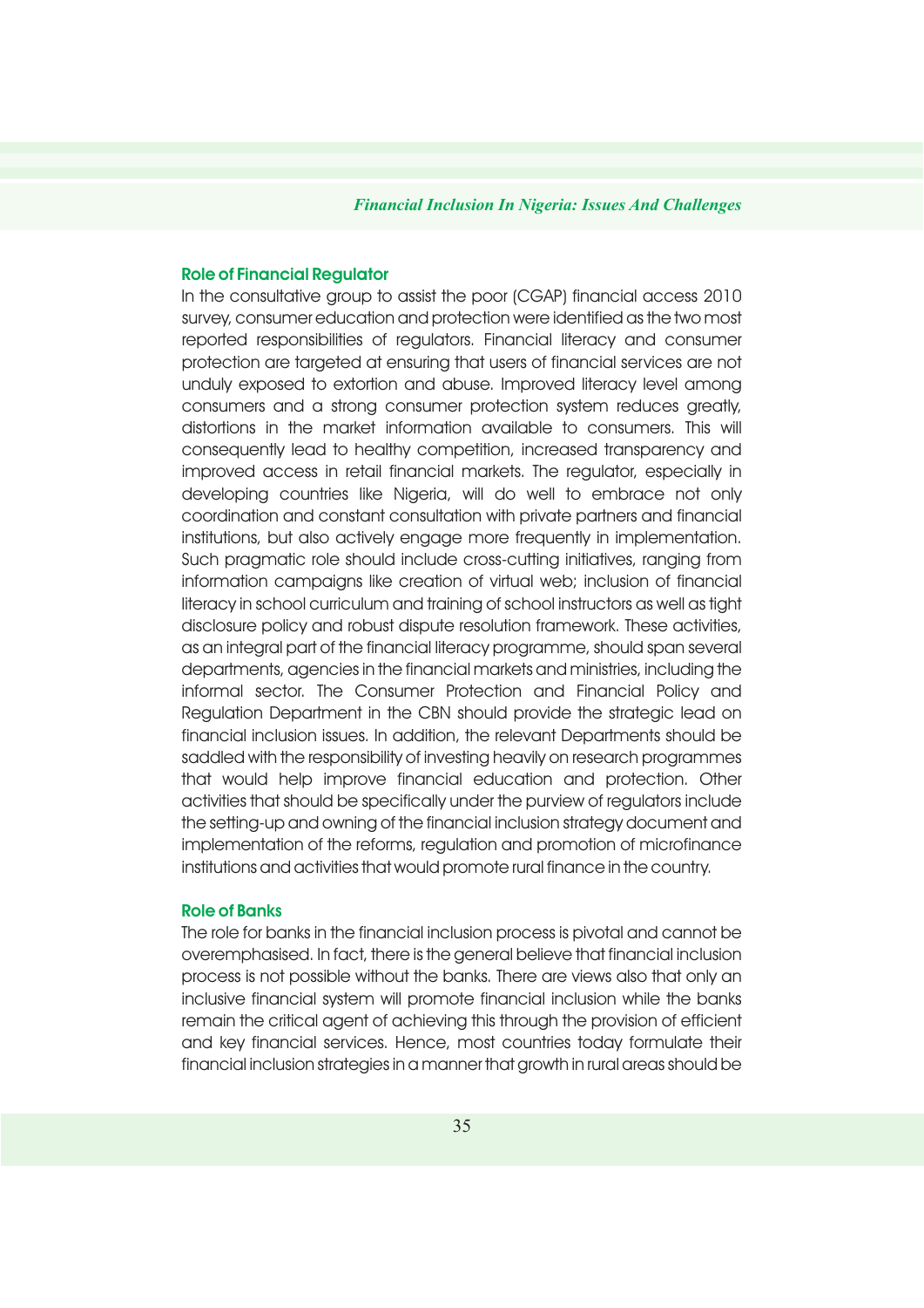### Role of Financial Regulator

In the consultative group to assist the poor (CGAP) financial access 2010 survey, consumer education and protection were identified as the two most reported responsibilities of regulators. Financial literacy and consumer protection are targeted at ensuring that users of financial services are not unduly exposed to extortion and abuse. Improved literacy level among consumers and a strong consumer protection system reduces greatly, distortions in the market information available to consumers. This will consequently lead to healthy competition, increased transparency and improved access in retail financial markets. The regulator, especially in developing countries like Nigeria, will do well to embrace not only coordination and constant consultation with private partners and financial institutions, but also actively engage more frequently in implementation. Such pragmatic role should include cross-cutting initiatives, ranging from information campaigns like creation of virtual web; inclusion of financial literacy in school curriculum and training of school instructors as well as tight disclosure policy and robust dispute resolution framework. These activities, as an integral part of the financial literacy programme, should span several departments, agencies in the financial markets and ministries, including the informal sector. The Consumer Protection and Financial Policy and Regulation Department in the CBN should provide the strategic lead on financial inclusion issues. In addition, the relevant Departments should be saddled with the responsibility of investing heavily on research programmes that would help improve financial education and protection. Other activities that should be specifically under the purview of regulators include the setting-up and owning of the financial inclusion strategy document and implementation of the reforms, regulation and promotion of microfinance institutions and activities that would promote rural finance in the country.

### Role of Banks

The role for banks in the financial inclusion process is pivotal and cannot be overemphasised. In fact, there is the general believe that financial inclusion process is not possible without the banks. There are views also that only an inclusive financial system will promote financial inclusion while the banks remain the critical agent of achieving this through the provision of efficient and key financial services. Hence, most countries today formulate their financial inclusion strategies in a manner that growth in rural areas should be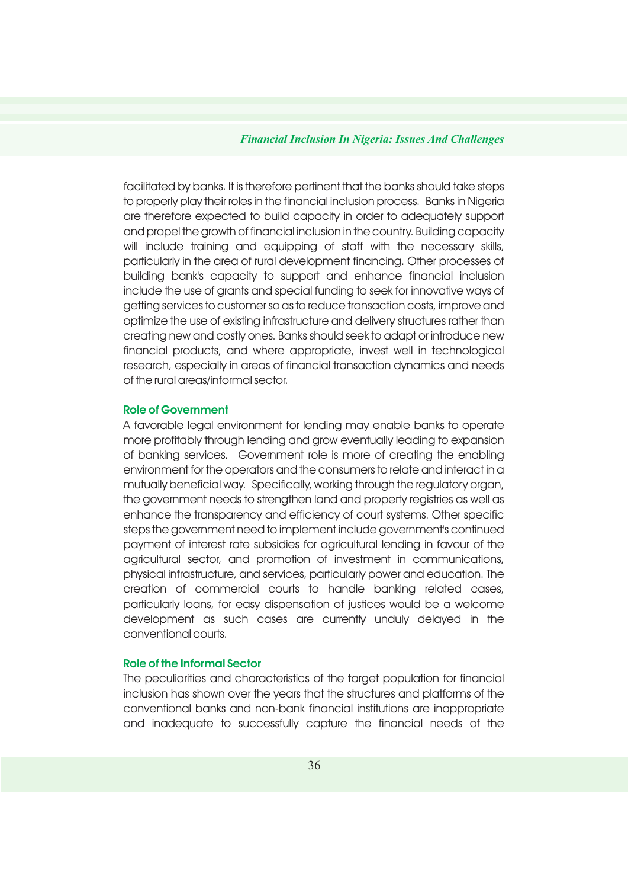facilitated by banks. It is therefore pertinent that the banks should take steps to properly play their roles in the financial inclusion process. Banks in Nigeria are therefore expected to build capacity in order to adequately support and propel the growth of financial inclusion in the country. Building capacity will include training and equipping of staff with the necessary skills, particularly in the area of rural development financing. Other processes of building bank's capacity to support and enhance financial inclusion include the use of grants and special funding to seek for innovative ways of getting services to customer so as to reduce transaction costs, improve and optimize the use of existing infrastructure and delivery structures rather than creating new and costly ones. Banks should seek to adapt or introduce new financial products, and where appropriate, invest well in technological research, especially in areas of financial transaction dynamics and needs of the rural areas/informal sector.

### Role of Government

A favorable legal environment for lending may enable banks to operate more profitably through lending and grow eventually leading to expansion of banking services. Government role is more of creating the enabling environment for the operators and the consumers to relate and interact in a mutually beneficial way. Specifically, working through the regulatory organ, the government needs to strengthen land and property registries as well as enhance the transparency and efficiency of court systems. Other specific steps the government need to implement include government's continued payment of interest rate subsidies for agricultural lending in favour of the agricultural sector, and promotion of investment in communications, physical infrastructure, and services, particularly power and education. The creation of commercial courts to handle banking related cases, particularly loans, for easy dispensation of justices would be a welcome development as such cases are currently unduly delayed in the conventional courts.

### Role of the Informal Sector

The peculiarities and characteristics of the target population for financial inclusion has shown over the years that the structures and platforms of the conventional banks and non-bank financial institutions are inappropriate and inadequate to successfully capture the financial needs of the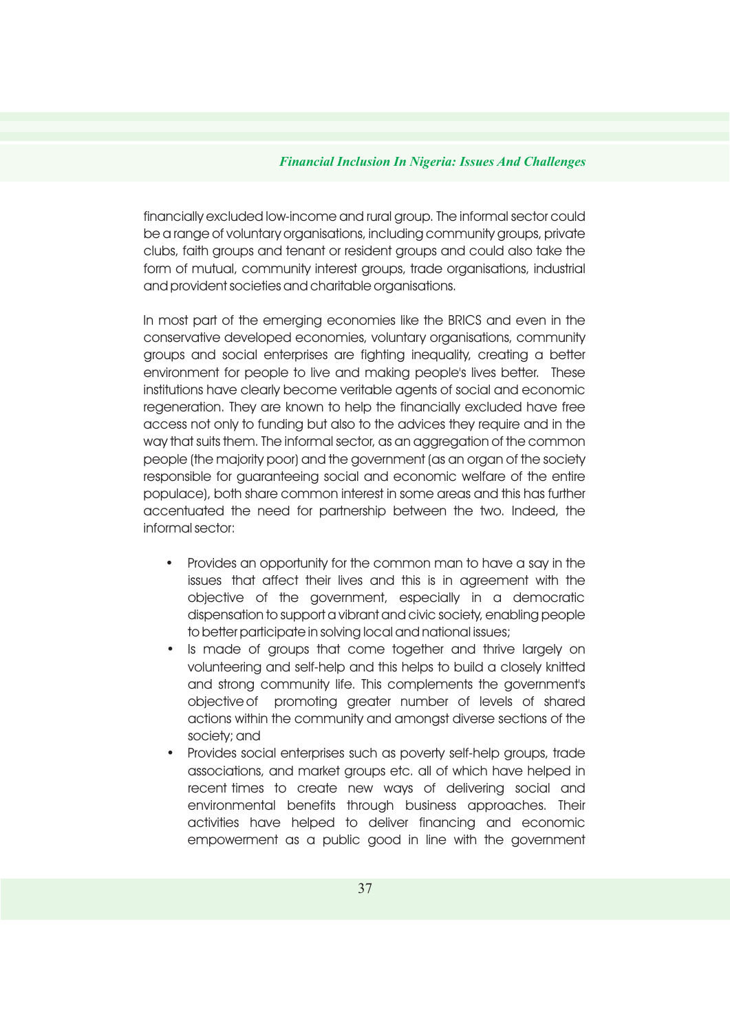financially excluded low-income and rural group. The informal sector could be a range of voluntary organisations, including community groups, private clubs, faith groups and tenant or resident groups and could also take the form of mutual, community interest groups, trade organisations, industrial and provident societies and charitable organisations.

In most part of the emerging economies like the BRICS and even in the conservative developed economies, voluntary organisations, community groups and social enterprises are fighting inequality, creating a better environment for people to live and making people's lives better. These institutions have clearly become veritable agents of social and economic regeneration. They are known to help the financially excluded have free access not only to funding but also to the advices they require and in the way that suits them. The informal sector, as an aggregation of the common people (the majority poor) and the government (as an organ of the society responsible for guaranteeing social and economic welfare of the entire populace), both share common interest in some areas and this has further accentuated the need for partnership between the two. Indeed, the informal sector:

- Provides an opportunity for the common man to have a say in the issues that affect their lives and this is in agreement with the objective of the government, especially in a democratic dispensation to support a vibrant and civic society, enabling people to better participate in solving local and national issues;
- Is made of groups that come together and thrive largely on volunteering and self-help and this helps to build a closely knitted and strong community life. This complements the government's objective of promoting greater number of levels of shared actions within the community and amongst diverse sections of the society; and
- Provides social enterprises such as poverty self-help groups, trade associations, and market groups etc. all of which have helped in recent times to create new ways of delivering social and environmental benefits through business approaches. Their activities have helped to deliver financing and economic empowerment as a public good in line with the government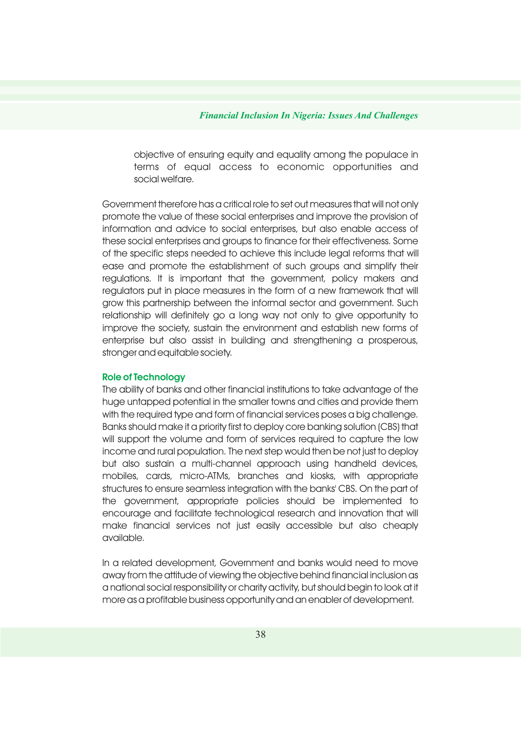objective of ensuring equity and equality among the populace in terms of equal access to economic opportunities and social welfare.

Government therefore has a critical role to set out measures that will not only promote the value of these social enterprises and improve the provision of information and advice to social enterprises, but also enable access of these social enterprises and groups to finance for their effectiveness. Some of the specific steps needed to achieve this include legal reforms that will ease and promote the establishment of such groups and simplify their regulations. It is important that the government, policy makers and regulators put in place measures in the form of a new framework that will grow this partnership between the informal sector and government. Such relationship will definitely go a long way not only to give opportunity to improve the society, sustain the environment and establish new forms of enterprise but also assist in building and strengthening a prosperous, stronger and equitable society.

### Role of Technology

The ability of banks and other financial institutions to take advantage of the huge untapped potential in the smaller towns and cities and provide them with the required type and form of financial services poses a big challenge. Banks should make it a priority first to deploy core banking solution (CBS) that will support the volume and form of services required to capture the low income and rural population. The next step would then be not just to deploy but also sustain a multi-channel approach using handheld devices, mobiles, cards, micro-ATMs, branches and kiosks, with appropriate structures to ensure seamless integration with the banks' CBS. On the part of the government, appropriate policies should be implemented to encourage and facilitate technological research and innovation that will make financial services not just easily accessible but also cheaply available.

In a related development, Government and banks would need to move away from the attitude of viewing the objective behind financial inclusion as a national social responsibility or charity activity, but should begin to look at it more as a profitable business opportunity and an enabler of development.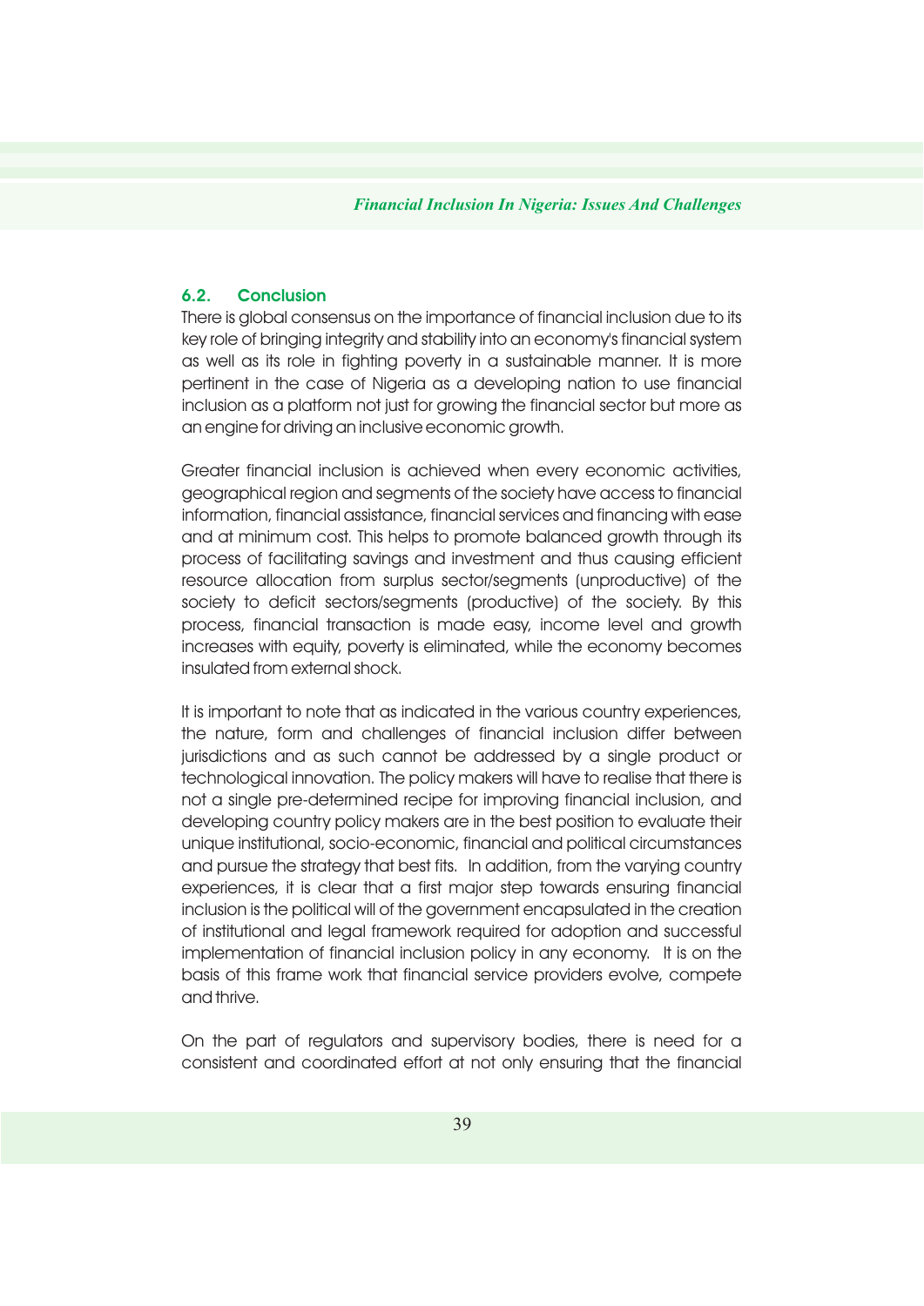### 6.2. Conclusion

There is global consensus on the importance of financial inclusion due to its key role of bringing integrity and stability into an economy's financial system as well as its role in fighting poverty in a sustainable manner. It is more pertinent in the case of Nigeria as a developing nation to use financial inclusion as a platform not just for growing the financial sector but more as an engine for driving an inclusive economic growth.

Greater financial inclusion is achieved when every economic activities, geographical region and segments of the society have access to financial information, financial assistance, financial services and financing with ease and at minimum cost. This helps to promote balanced growth through its process of facilitating savings and investment and thus causing efficient resource allocation from surplus sector/segments (unproductive) of the society to deficit sectors/segments (productive) of the society. By this process, financial transaction is made easy, income level and growth increases with equity, poverty is eliminated, while the economy becomes insulated from external shock.

It is important to note that as indicated in the various country experiences, the nature, form and challenges of financial inclusion differ between jurisdictions and as such cannot be addressed by a single product or technological innovation. The policy makers will have to realise that there is not a single pre-determined recipe for improving financial inclusion, and developing country policy makers are in the best position to evaluate their unique institutional, socio-economic, financial and political circumstances and pursue the strategy that best fits. In addition, from the varying country experiences, it is clear that a first major step towards ensuring financial inclusion is the political will of the government encapsulated in the creation of institutional and legal framework required for adoption and successful implementation of financial inclusion policy in any economy. It is on the basis of this frame work that financial service providers evolve, compete and thrive.

On the part of regulators and supervisory bodies, there is need for a consistent and coordinated effort at not only ensuring that the financial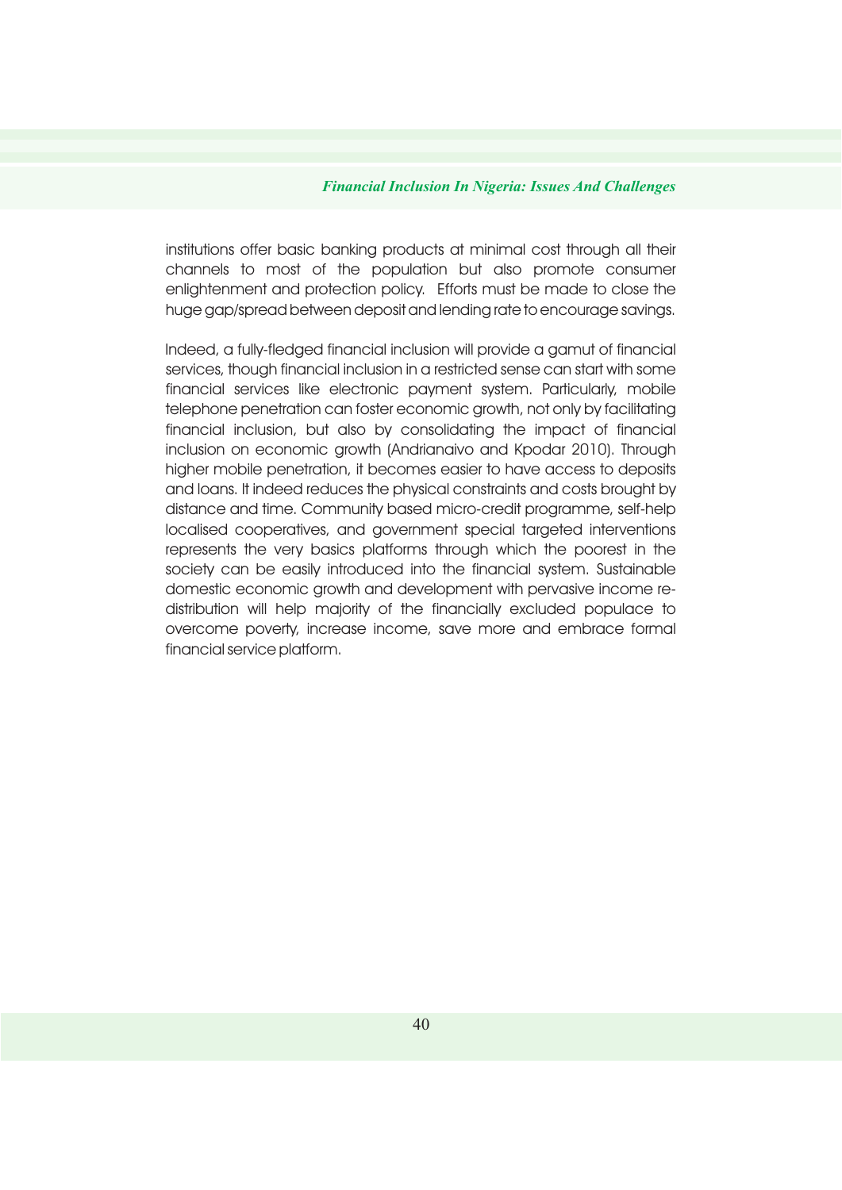institutions offer basic banking products at minimal cost through all their channels to most of the population but also promote consumer enlightenment and protection policy.  Efforts must be made to close the huge gap/spread between deposit and lending rate to encourage savings.

Indeed, a fully-fledged financial inclusion will provide a gamut of financial services, though financial inclusion in a restricted sense can start with some financial services like electronic payment system. Particularly, mobile telephone penetration can foster economic growth, not only by facilitating financial inclusion, but also by consolidating the impact of financial inclusion on economic growth (Andrianaivo and Kpodar 2010). Through higher mobile penetration, it becomes easier to have access to deposits and loans. It indeed reduces the physical constraints and costs brought by distance and time. Community based micro-credit programme, self-help localised cooperatives, and government special targeted interventions represents the very basics platforms through which the poorest in the society can be easily introduced into the financial system. Sustainable domestic economic growth and development with pervasive income re-distribution will help majority of the financially excluded populace to overcome poverty, increase income, save more and embrace formal financial service platform.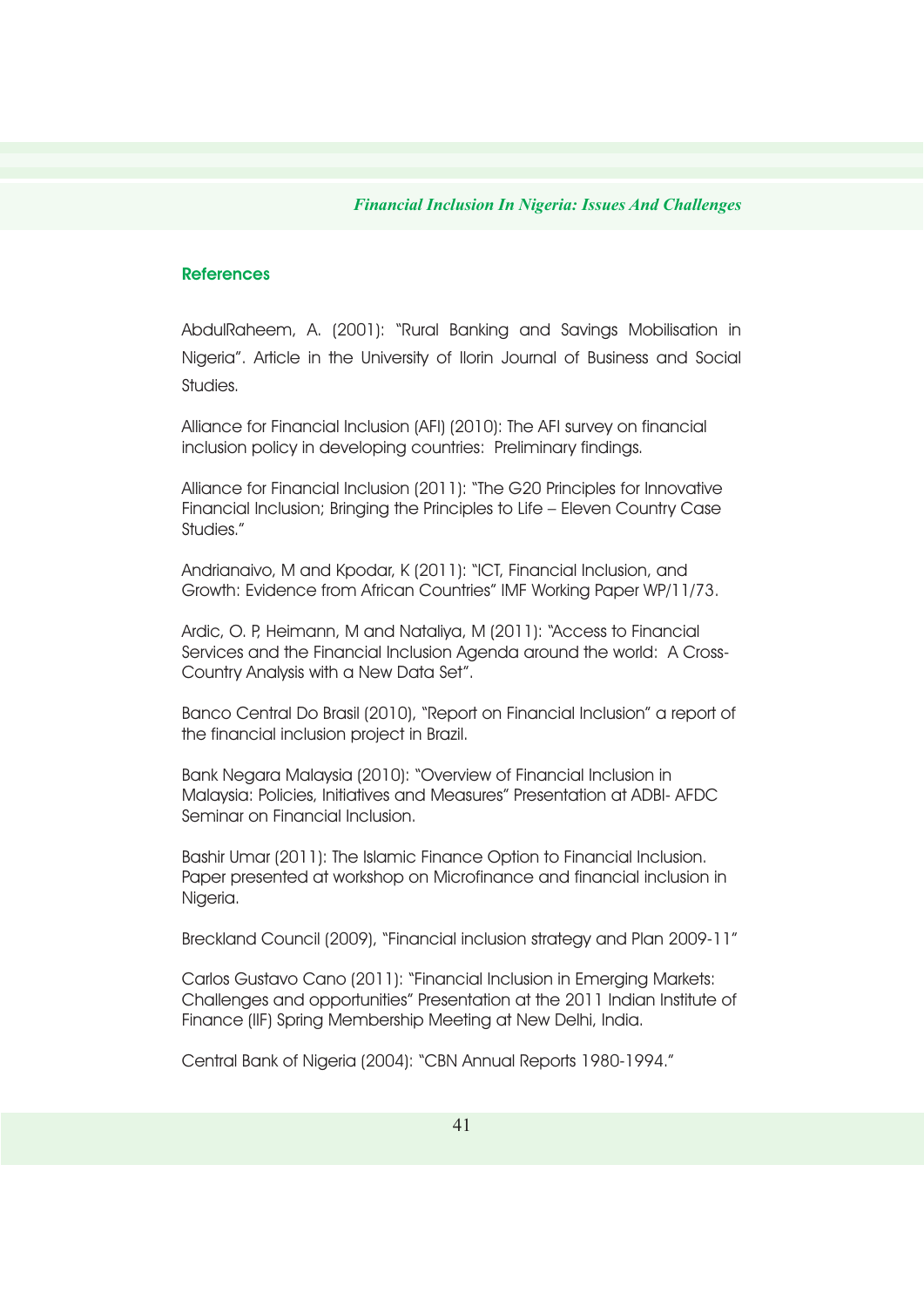## References

AbdulRaheem, A. (2001): "Rural Banking and Savings Mobilisation in Nigeria". Article in the University of Ilorin Journal of Business and Social Studies.

Alliance for Financial Inclusion (AFI) (2010): The AFI survey on financial inclusion policy in developing countries: Preliminary findings.

Alliance for Financial Inclusion (2011): "The G20 Principles for Innovative Financial Inclusion; Bringing the Principles to Life – Eleven Country Case Studies."

Andrianaivo, M and Kpodar, K (2011): "ICT, Financial Inclusion, and Growth: Evidence from African Countries" IMF Working Paper WP/11/73.

Ardic, O. P, Heimann, M and Nataliya, M (2011): "Access to Financial Services and the Financial Inclusion Agenda around the world: A Cross-Country Analysis with a New Data Set".

Banco Central Do Brasil (2010), "Report on Financial Inclusion" a report of the financial inclusion project in Brazil.

Bank Negara Malaysia (2010): "Overview of Financial Inclusion in Malaysia: Policies, Initiatives and Measures" Presentation at ADBI- AFDC Seminar on Financial Inclusion.

Bashir Umar (2011): The Islamic Finance Option to Financial Inclusion. Paper presented at workshop on Microfinance and financial inclusion in Nigeria.

Breckland Council (2009), "Financial inclusion strategy and Plan 2009-11"

Carlos Gustavo Cano (2011): "Financial Inclusion in Emerging Markets: Challenges and opportunities" Presentation at the 2011 Indian Institute of Finance (IIF) Spring Membership Meeting at New Delhi, India.

Central Bank of Nigeria (2004): "CBN Annual Reports 1980-1994."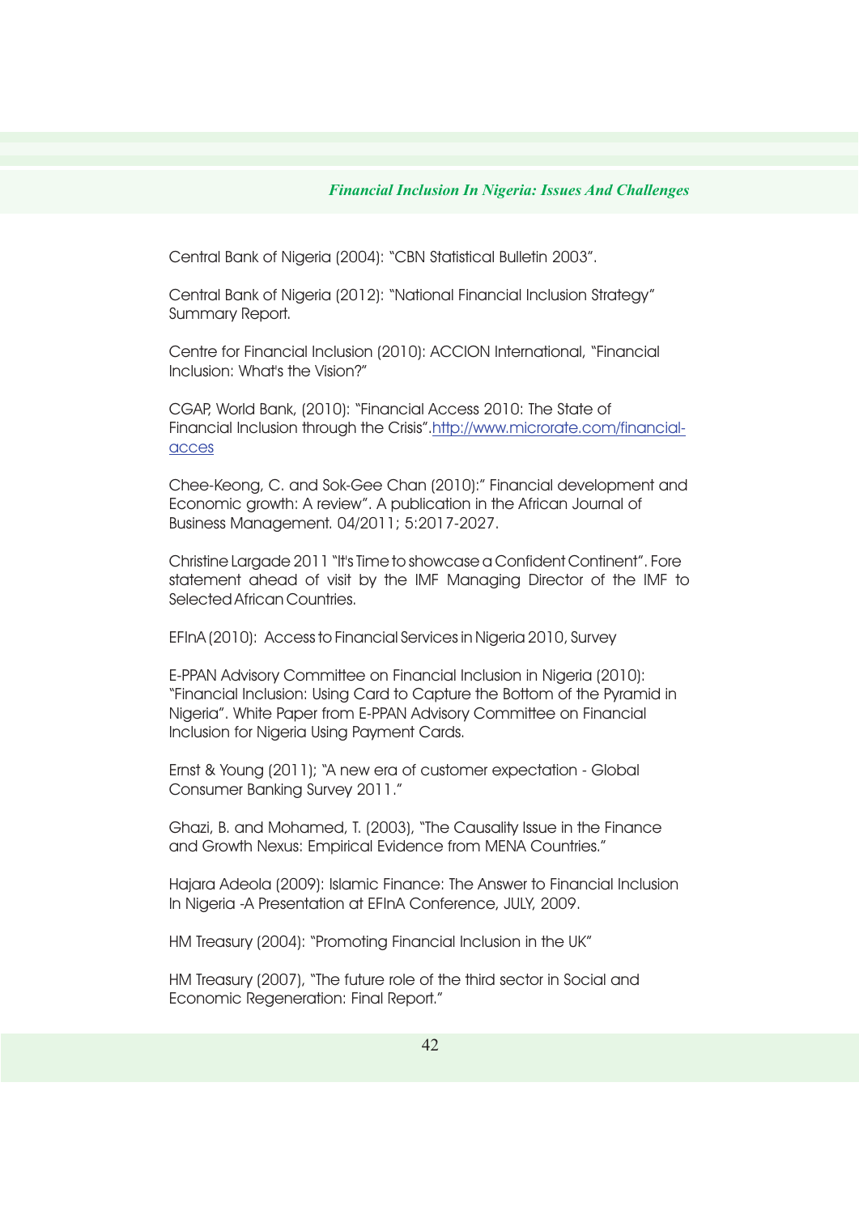Central Bank of Nigeria (2004): "CBN Statistical Bulletin 2003".

Central Bank of Nigeria (2012): "National Financial Inclusion Strategy" Summary Report.

Centre for Financial Inclusion (2010): ACCION International, "Financial Inclusion: What's the Vision?"

CGAP, World Bank, (2010): "Financial Access 2010: The State of Financial Inclusion through the Crisis".http://www.microrate.com/financial-acces

Chee-Keong, C. and Sok-Gee Chan (2010):" Financial development and Economic growth: A review". A publication in the African Journal of Business Management. 04/2011; 5:2017-2027.

Christine Largade 2011 "It's Time to showcase a Confident Continent". Fore statement ahead of visit by the IMF Managing Director of the IMF to Selected African Countries.

EFInA (2010): Access to Financial Services in Nigeria 2010, Survey

E-PPAN Advisory Committee on Financial Inclusion in Nigeria (2010): "Financial Inclusion: Using Card to Capture the Bottom of the Pyramid in Nigeria". White Paper from E-PPAN Advisory Committee on Financial Inclusion for Nigeria Using Payment Cards.

Ernst & Young (2011); "A new era of customer expectation - Global Consumer Banking Survey 2011."

Ghazi, B. and Mohamed, T. (2003), "The Causality Issue in the Finance and Growth Nexus: Empirical Evidence from MENA Countries."

Hajara Adeola (2009): Islamic Finance: The Answer to Financial Inclusion In Nigeria -A Presentation at EFInA Conference, JULY, 2009.

HM Treasury (2004): "Promoting Financial Inclusion in the UK"

HM Treasury (2007), "The future role of the third sector in Social and Economic Regeneration: Final Report."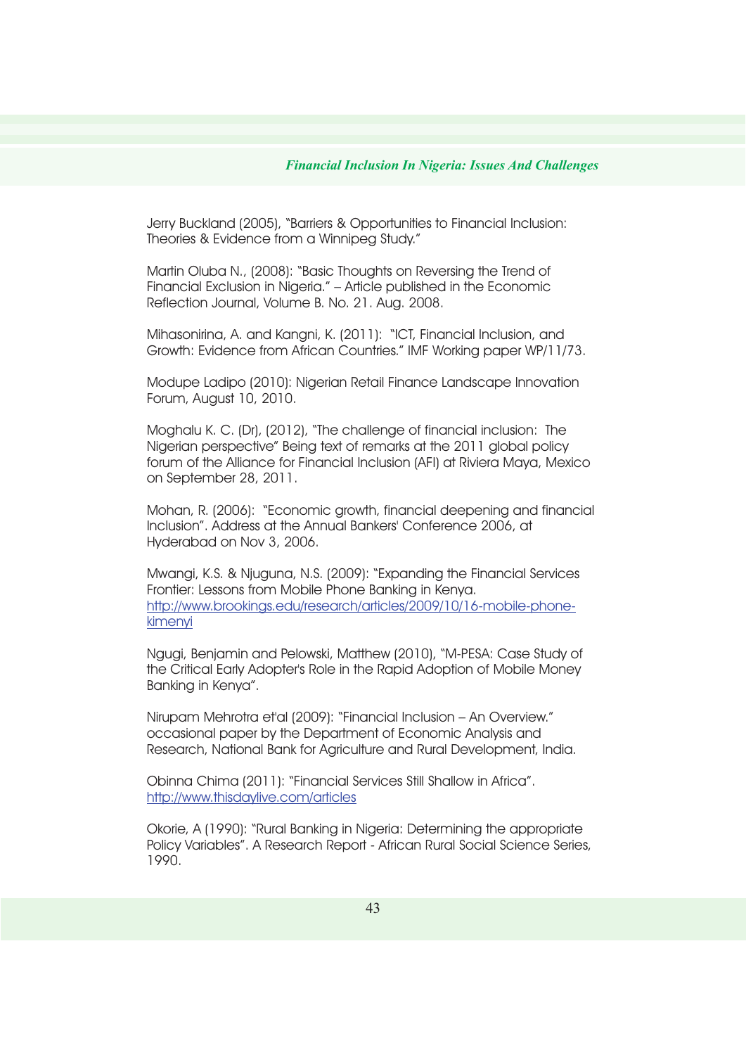Jerry Buckland (2005), "Barriers & Opportunities to Financial Inclusion: Theories & Evidence from a Winnipeg Study."

Martin Oluba N., (2008): "Basic Thoughts on Reversing the Trend of Financial Exclusion in Nigeria." – Article published in the Economic Reflection Journal, Volume B. No. 21. Aug. 2008.

Mihasonirina, A. and Kangni, K. (2011): "ICT, Financial Inclusion, and Growth: Evidence from African Countries." IMF Working paper WP/11/73.

Modupe Ladipo (2010): Nigerian Retail Finance Landscape Innovation Forum, August 10, 2010.

Moghalu K. C. (Dr), (2012), "The challenge of financial inclusion: The Nigerian perspective" Being text of remarks at the 2011 global policy forum of the Alliance for Financial Inclusion (AFI) at Riviera Maya, Mexico on September 28, 2011.

Mohan, R. (2006): "Economic growth, financial deepening and financial Inclusion". Address at the Annual Bankers' Conference 2006, at Hyderabad on Nov 3, 2006.

Mwangi, K.S. & Njuguna, N.S. (2009): "Expanding the Financial Services Frontier: Lessons from Mobile Phone Banking in Kenya. http://www.brookings.edu/research/articles/2009/10/16-mobile-phone-kimenyi

Ngugi, Benjamin and Pelowski, Matthew (2010), "M-PESA: Case Study of the Critical Early Adopter's Role in the Rapid Adoption of Mobile Money Banking in Kenya".

Nirupam Mehrotra et'al (2009): "Financial Inclusion – An Overview." occasional paper by the Department of Economic Analysis and Research, National Bank for Agriculture and Rural Development, India.

Obinna Chima (2011): "Financial Services Still Shallow in Africa". http://www.thisdaylive.com/articles

Okorie, A (1990): "Rural Banking in Nigeria: Determining the appropriate Policy Variables". A Research Report - African Rural Social Science Series, 1990.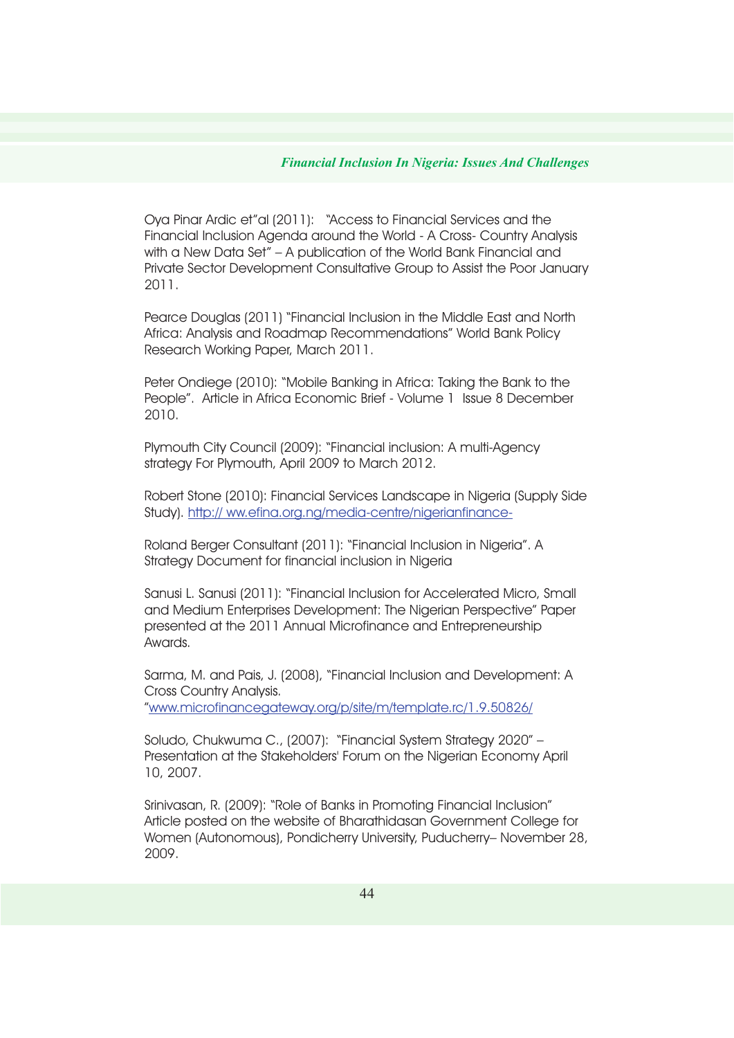Oya Pinar Ardic et"al (2011):   "Access to Financial Services and the Financial Inclusion Agenda around the World - A Cross- Country Analysis with a New Data Set" – A publication of the World Bank Financial and Private Sector Development Consultative Group to Assist the Poor January 2011.

Pearce Douglas (2011) "Financial Inclusion in the Middle East and North Africa: Analysis and Roadmap Recommendations" World Bank Policy Research Working Paper, March 2011.

Peter Ondiege (2010): "Mobile Banking in Africa: Taking the Bank to the People".  Article in Africa Economic Brief - Volume 1  Issue 8 December 2010.

Plymouth City Council (2009): "Financial inclusion: A multi-Agency strategy For Plymouth, April 2009 to March 2012.

Robert Stone (2010): Financial Services Landscape in Nigeria (Supply Side Study). http:// ww.efina.org.ng/media-centre/nigerianfinance-

Roland Berger Consultant (2011): "Financial Inclusion in Nigeria". A Strategy Document for financial inclusion in Nigeria

Sanusi L. Sanusi (2011): "Financial Inclusion for Accelerated Micro, Small and Medium Enterprises Development: The Nigerian Perspective" Paper presented at the 2011 Annual Microfinance and Entrepreneurship Awards.

Sarma, M. and Pais, J. (2008), "Financial Inclusion and Development: A Cross Country Analysis.
"www.microfinancegateway.org/p/site/m/template.rc/1.9.50826/

Soludo, Chukwuma C., (2007):  "Financial System Strategy 2020" – Presentation at the Stakeholders' Forum on the Nigerian Economy April 10, 2007.

Srinivasan, R. (2009): "Role of Banks in Promoting Financial Inclusion" Article posted on the website of Bharathidasan Government College for Women (Autonomous), Pondicherry University, Puducherry– November 28, 2009.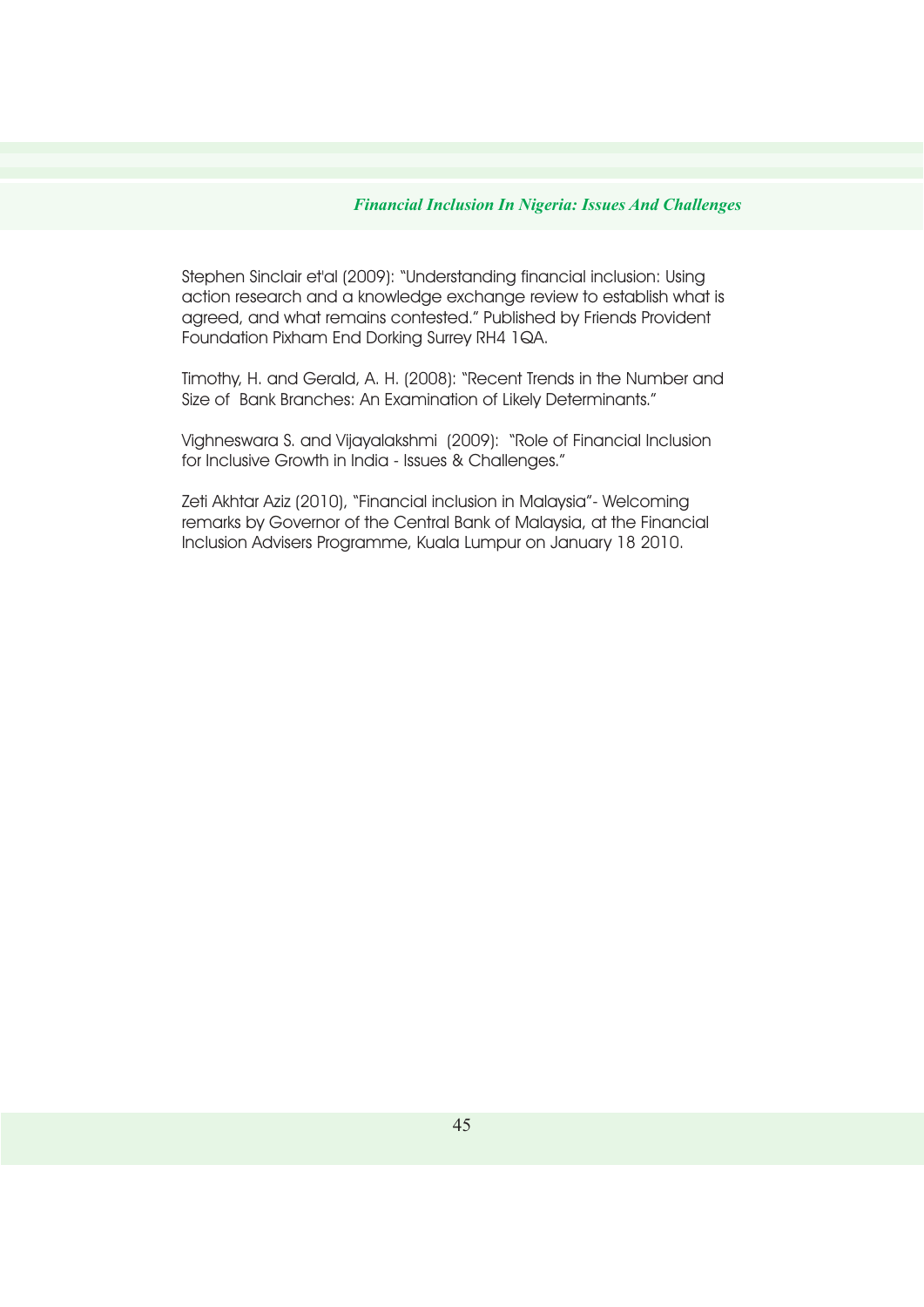Stephen Sinclair et'al (2009): "Understanding financial inclusion: Using action research and a knowledge exchange review to establish what is agreed, and what remains contested." Published by Friends Provident Foundation Pixham End Dorking Surrey RH4 1QA.

Timothy, H. and Gerald, A. H. (2008): "Recent Trends in the Number and Size of Bank Branches: An Examination of Likely Determinants."

Vighneswara S. and Vijayalakshmi (2009): "Role of Financial Inclusion for Inclusive Growth in India - Issues & Challenges."

Zeti Akhtar Aziz (2010), "Financial inclusion in Malaysia"- Welcoming remarks by Governor of the Central Bank of Malaysia, at the Financial Inclusion Advisers Programme, Kuala Lumpur on January 18 2010.